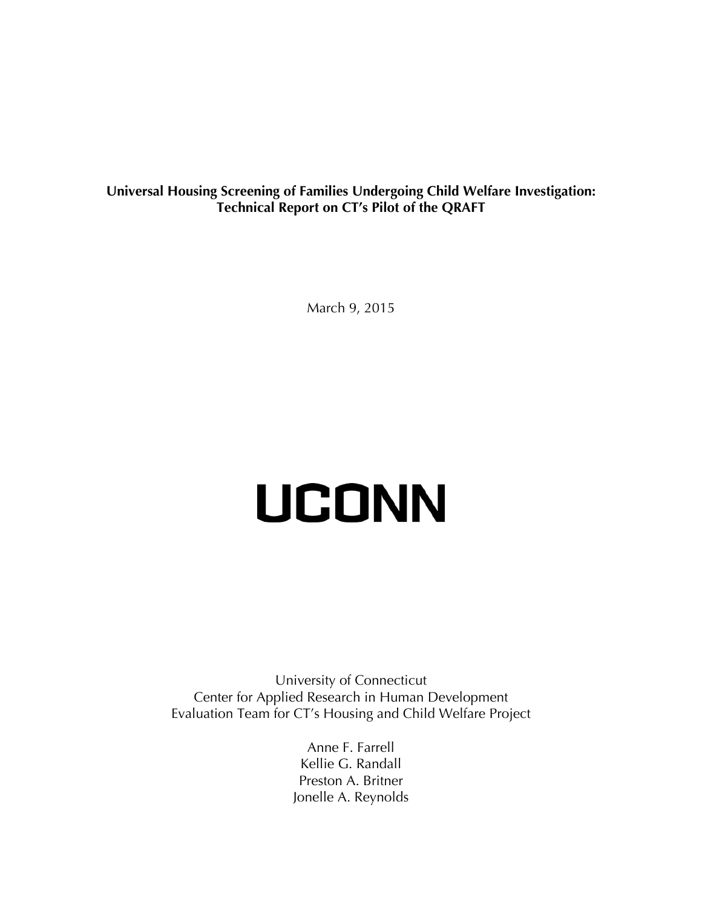# Universal Housing Screening of Families Undergoing Child Welfare Investigation: Technical Report on CT's Pilot of the QRAFT

March 9, 2015

UCONN

University of Connecticut
Center for Applied Research in Human Development
Evaluation Team for CT's Housing and Child Welfare Project

Anne F. Farrell
Kellie G. Randall
Preston A. Britner
Jonelle A. Reynolds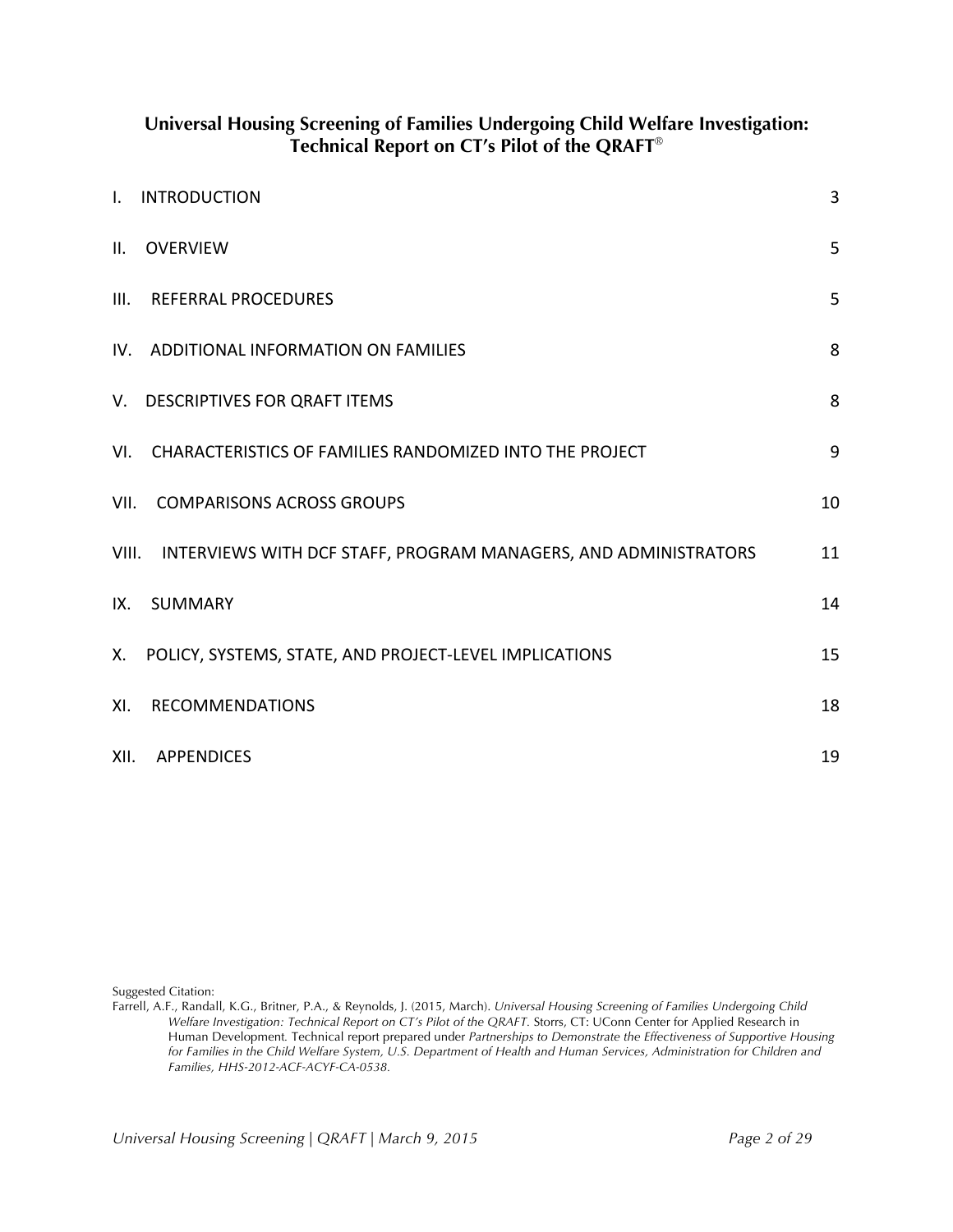## Universal Housing Screening of Families Undergoing Child Welfare Investigation: Technical Report on CT's Pilot of the QRAFT®

| | |
|---|---|
| I. INTRODUCTION | 3 |
| II. OVERVIEW | 5 |
| III. REFERRAL PROCEDURES | 5 |
| IV. ADDITIONAL INFORMATION ON FAMILIES | 8 |
| V. DESCRIPTIVES FOR QRAFT ITEMS | 8 |
| VI. CHARACTERISTICS OF FAMILIES RANDOMIZED INTO THE PROJECT | 9 |
| VII. COMPARISONS ACROSS GROUPS | 10 |
| VIII. INTERVIEWS WITH DCF STAFF, PROGRAM MANAGERS, AND ADMINISTRATORS | 11 |
| IX. SUMMARY | 14 |
| X. POLICY, SYSTEMS, STATE, AND PROJECT-LEVEL IMPLICATIONS | 15 |
| XI. RECOMMENDATIONS | 18 |
| XII. APPENDICES | 19 |

Suggested Citation:
Farrell, A.F., Randall, K.G., Britner, P.A., & Reynolds, J. (2015, March). *Universal Housing Screening of Families Undergoing Child Welfare Investigation: Technical Report on CT's Pilot of the QRAFT*. Storrs, CT: UConn Center for Applied Research in Human Development. Technical report prepared under *Partnerships to Demonstrate the Effectiveness of Supportive Housing for Families in the Child Welfare System, U.S. Department of Health and Human Services, Administration for Children and Families, HHS-2012-ACF-ACYF-CA-0538.*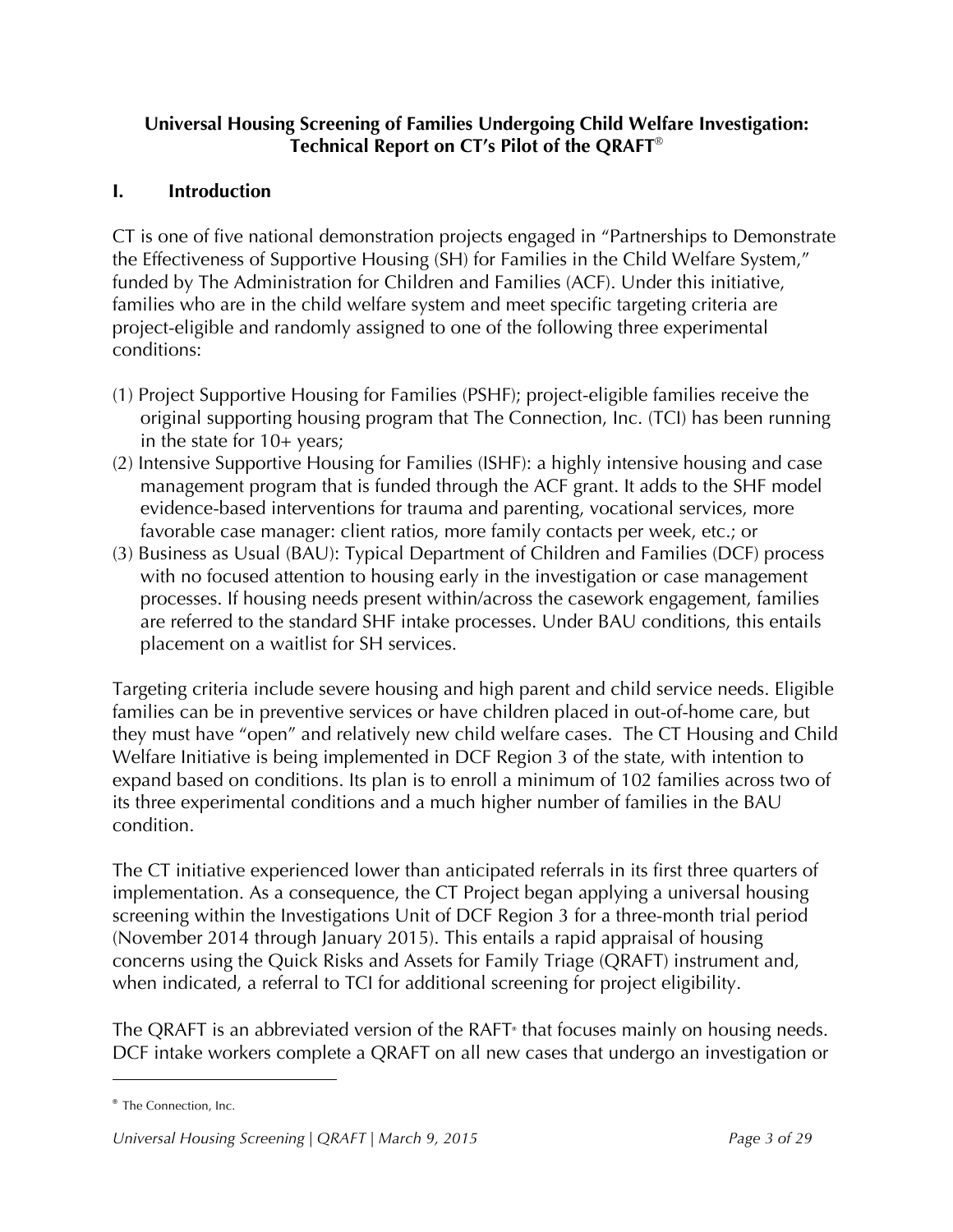**Universal Housing Screening of Families Undergoing Child Welfare Investigation: Technical Report on CT's Pilot of the QRAFT®**

## I. Introduction

CT is one of five national demonstration projects engaged in "Partnerships to Demonstrate the Effectiveness of Supportive Housing (SH) for Families in the Child Welfare System," funded by The Administration for Children and Families (ACF). Under this initiative, families who are in the child welfare system and meet specific targeting criteria are project-eligible and randomly assigned to one of the following three experimental conditions:

(1) Project Supportive Housing for Families (PSHF); project-eligible families receive the original supporting housing program that The Connection, Inc. (TCI) has been running in the state for 10+ years;
(2) Intensive Supportive Housing for Families (ISHF): a highly intensive housing and case management program that is funded through the ACF grant. It adds to the SHF model evidence-based interventions for trauma and parenting, vocational services, more favorable case manager: client ratios, more family contacts per week, etc.; or
(3) Business as Usual (BAU): Typical Department of Children and Families (DCF) process with no focused attention to housing early in the investigation or case management processes. If housing needs present within/across the casework engagement, families are referred to the standard SHF intake processes. Under BAU conditions, this entails placement on a waitlist for SH services.

Targeting criteria include severe housing and high parent and child service needs. Eligible families can be in preventive services or have children placed in out-of-home care, but they must have "open" and relatively new child welfare cases. The CT Housing and Child Welfare Initiative is being implemented in DCF Region 3 of the state, with intention to expand based on conditions. Its plan is to enroll a minimum of 102 families across two of its three experimental conditions and a much higher number of families in the BAU condition.

The CT initiative experienced lower than anticipated referrals in its first three quarters of implementation. As a consequence, the CT Project began applying a universal housing screening within the Investigations Unit of DCF Region 3 for a three-month trial period (November 2014 through January 2015). This entails a rapid appraisal of housing concerns using the Quick Risks and Assets for Family Triage (QRAFT) instrument and, when indicated, a referral to TCI for additional screening for project eligibility.

The QRAFT is an abbreviated version of the RAFT® that focuses mainly on housing needs. DCF intake workers complete a QRAFT on all new cases that undergo an investigation or

---

® The Connection, Inc.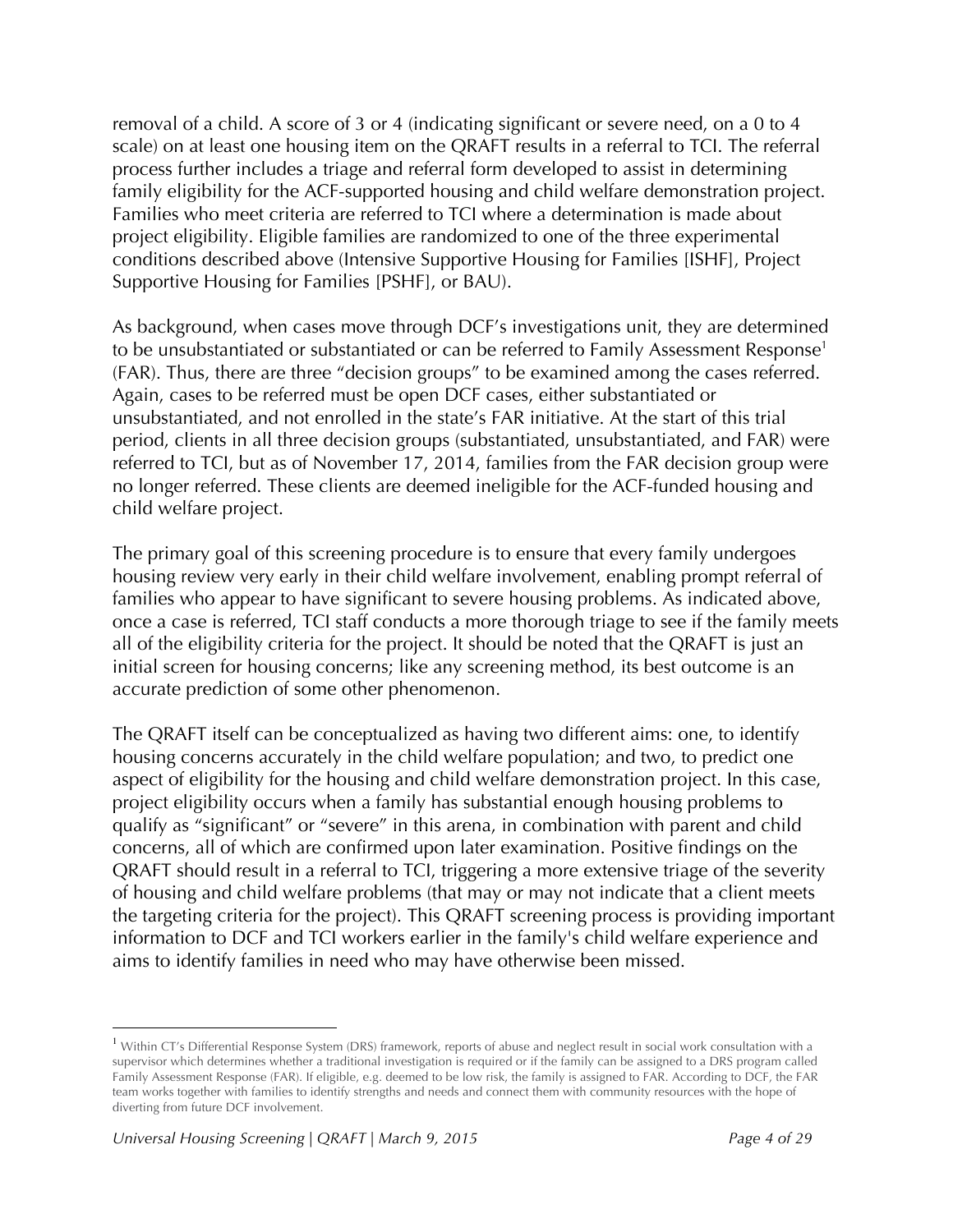removal of a child. A score of 3 or 4 (indicating significant or severe need, on a 0 to 4 scale) on at least one housing item on the QRAFT results in a referral to TCI. The referral process further includes a triage and referral form developed to assist in determining family eligibility for the ACF-supported housing and child welfare demonstration project. Families who meet criteria are referred to TCI where a determination is made about project eligibility. Eligible families are randomized to one of the three experimental conditions described above (Intensive Supportive Housing for Families [ISHF], Project Supportive Housing for Families [PSHF], or BAU).

As background, when cases move through DCF's investigations unit, they are determined to be unsubstantiated or substantiated or can be referred to Family Assessment Response[1] (FAR). Thus, there are three "decision groups" to be examined among the cases referred. Again, cases to be referred must be open DCF cases, either substantiated or unsubstantiated, and not enrolled in the state's FAR initiative. At the start of this trial period, clients in all three decision groups (substantiated, unsubstantiated, and FAR) were referred to TCI, but as of November 17, 2014, families from the FAR decision group were no longer referred. These clients are deemed ineligible for the ACF-funded housing and child welfare project.

The primary goal of this screening procedure is to ensure that every family undergoes housing review very early in their child welfare involvement, enabling prompt referral of families who appear to have significant to severe housing problems. As indicated above, once a case is referred, TCI staff conducts a more thorough triage to see if the family meets all of the eligibility criteria for the project. It should be noted that the QRAFT is just an initial screen for housing concerns; like any screening method, its best outcome is an accurate prediction of some other phenomenon.

The QRAFT itself can be conceptualized as having two different aims: one, to identify housing concerns accurately in the child welfare population; and two, to predict one aspect of eligibility for the housing and child welfare demonstration project. In this case, project eligibility occurs when a family has substantial enough housing problems to qualify as "significant" or "severe" in this arena, in combination with parent and child concerns, all of which are confirmed upon later examination. Positive findings on the QRAFT should result in a referral to TCI, triggering a more extensive triage of the severity of housing and child welfare problems (that may or may not indicate that a client meets the targeting criteria for the project). This QRAFT screening process is providing important information to DCF and TCI workers earlier in the family's child welfare experience and aims to identify families in need who may have otherwise been missed.

[1] Within CT's Differential Response System (DRS) framework, reports of abuse and neglect result in social work consultation with a supervisor which determines whether a traditional investigation is required or if the family can be assigned to a DRS program called Family Assessment Response (FAR). If eligible, e.g. deemed to be low risk, the family is assigned to FAR. According to DCF, the FAR team works together with families to identify strengths and needs and connect them with community resources with the hope of diverting from future DCF involvement.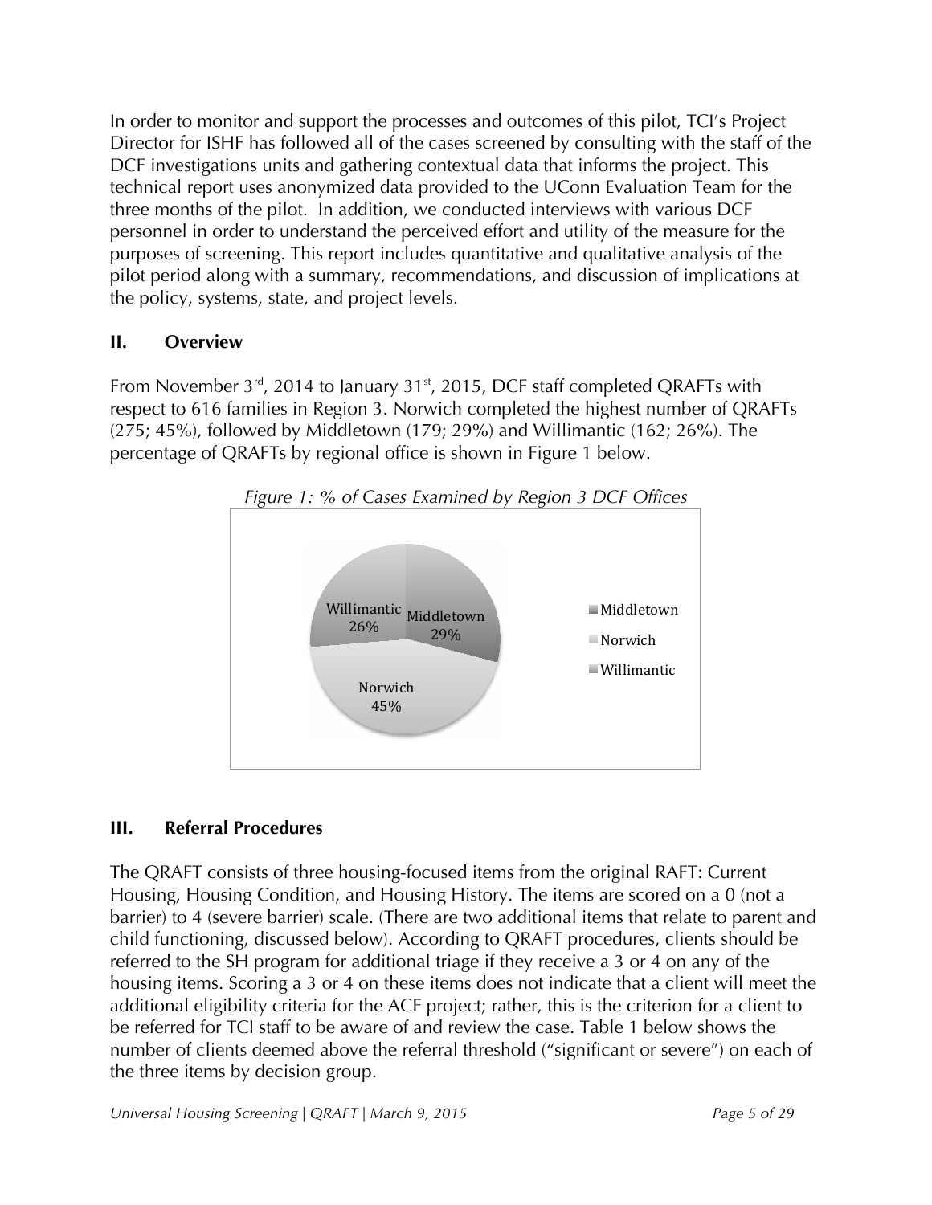In order to monitor and support the processes and outcomes of this pilot, TCI's Project Director for ISHF has followed all of the cases screened by consulting with the staff of the DCF investigations units and gathering contextual data that informs the project. This technical report uses anonymized data provided to the UConn Evaluation Team for the three months of the pilot. In addition, we conducted interviews with various DCF personnel in order to understand the perceived effort and utility of the measure for the purposes of screening. This report includes quantitative and qualitative analysis of the pilot period along with a summary, recommendations, and discussion of implications at the policy, systems, state, and project levels.

## II. Overview

From November 3rd, 2014 to January 31st, 2015, DCF staff completed QRAFTs with respect to 616 families in Region 3. Norwich completed the highest number of QRAFTs (275; 45%), followed by Middletown (179; 29%) and Willimantic (162; 26%). The percentage of QRAFTs by regional office is shown in Figure 1 below.

*Figure 1: % of Cases Examined by Region 3 DCF Offices*

| Office | % |
|---|---|
| Middletown | 29% |
| Norwich | 45% |
| Willimantic | 26% |

## III. Referral Procedures

The QRAFT consists of three housing-focused items from the original RAFT: Current Housing, Housing Condition, and Housing History. The items are scored on a 0 (not a barrier) to 4 (severe barrier) scale. (There are two additional items that relate to parent and child functioning, discussed below). According to QRAFT procedures, clients should be referred to the SH program for additional triage if they receive a 3 or 4 on any of the housing items. Scoring a 3 or 4 on these items does not indicate that a client will meet the additional eligibility criteria for the ACF project; rather, this is the criterion for a client to be referred for TCI staff to be aware of and review the case. Table 1 below shows the number of clients deemed above the referral threshold ("significant or severe") on each of the three items by decision group.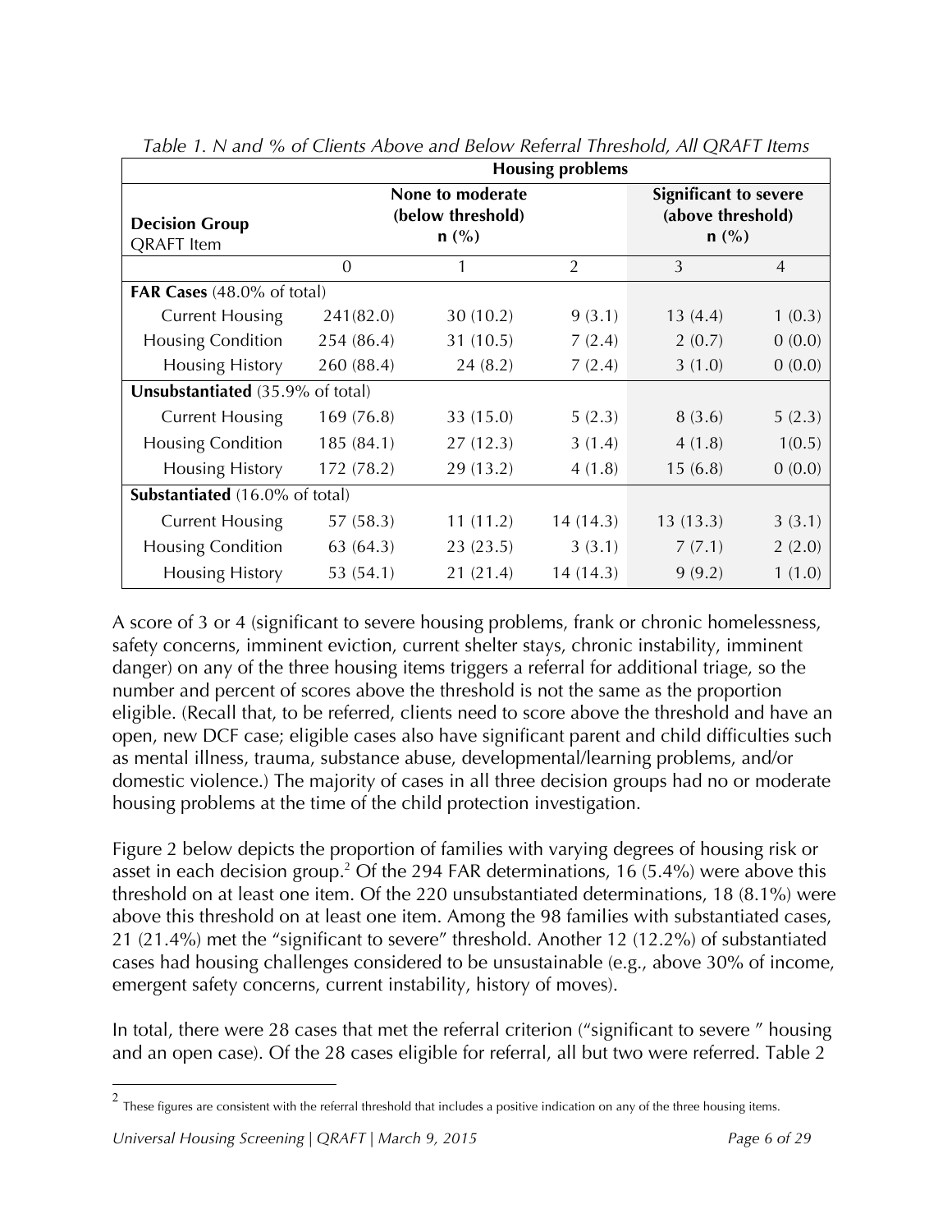*Table 1. N and % of Clients Above and Below Referral Threshold, All QRAFT Items*

| **Decision Group** QRAFT Item | **Housing problems** None to moderate (below threshold) n (%) | | | Significant to severe (above threshold) n (%) | |
|---|---|---|---|---|---|
| | 0 | 1 | 2 | 3 | 4 |
| **FAR Cases** (48.0% of total) | | | | | |
| Current Housing | 241(82.0) | 30 (10.2) | 9 (3.1) | 13 (4.4) | 1 (0.3) |
| Housing Condition | 254 (86.4) | 31 (10.5) | 7 (2.4) | 2 (0.7) | 0 (0.0) |
| Housing History | 260 (88.4) | 24 (8.2) | 7 (2.4) | 3 (1.0) | 0 (0.0) |
| **Unsubstantiated** (35.9% of total) | | | | | |
| Current Housing | 169 (76.8) | 33 (15.0) | 5 (2.3) | 8 (3.6) | 5 (2.3) |
| Housing Condition | 185 (84.1) | 27 (12.3) | 3 (1.4) | 4 (1.8) | 1(0.5) |
| Housing History | 172 (78.2) | 29 (13.2) | 4 (1.8) | 15 (6.8) | 0 (0.0) |
| **Substantiated** (16.0% of total) | | | | | |
| Current Housing | 57 (58.3) | 11 (11.2) | 14 (14.3) | 13 (13.3) | 3 (3.1) |
| Housing Condition | 63 (64.3) | 23 (23.5) | 3 (3.1) | 7 (7.1) | 2 (2.0) |
| Housing History | 53 (54.1) | 21 (21.4) | 14 (14.3) | 9 (9.2) | 1 (1.0) |

A score of 3 or 4 (significant to severe housing problems, frank or chronic homelessness, safety concerns, imminent eviction, current shelter stays, chronic instability, imminent danger) on any of the three housing items triggers a referral for additional triage, so the number and percent of scores above the threshold is not the same as the proportion eligible. (Recall that, to be referred, clients need to score above the threshold and have an open, new DCF case; eligible cases also have significant parent and child difficulties such as mental illness, trauma, substance abuse, developmental/learning problems, and/or domestic violence.) The majority of cases in all three decision groups had no or moderate housing problems at the time of the child protection investigation.

Figure 2 below depicts the proportion of families with varying degrees of housing risk or asset in each decision group.[2] Of the 294 FAR determinations, 16 (5.4%) were above this threshold on at least one item. Of the 220 unsubstantiated determinations, 18 (8.1%) were above this threshold on at least one item. Among the 98 families with substantiated cases, 21 (21.4%) met the "significant to severe" threshold. Another 12 (12.2%) of substantiated cases had housing challenges considered to be unsustainable (e.g., above 30% of income, emergent safety concerns, current instability, history of moves).

In total, there were 28 cases that met the referral criterion ("significant to severe " housing and an open case). Of the 28 cases eligible for referral, all but two were referred. Table 2

[2] These figures are consistent with the referral threshold that includes a positive indication on any of the three housing items.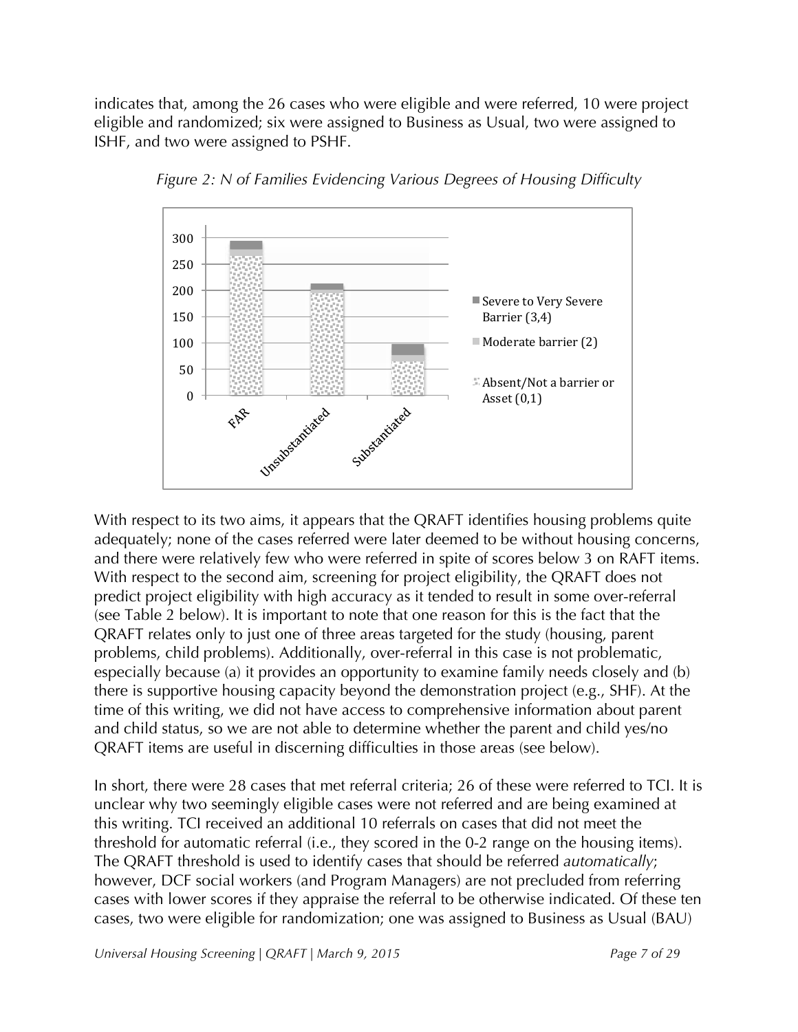indicates that, among the 26 cases who were eligible and were referred, 10 were project eligible and randomized; six were assigned to Business as Usual, two were assigned to ISHF, and two were assigned to PSHF.

*Figure 2: N of Families Evidencing Various Degrees of Housing Difficulty*

With respect to its two aims, it appears that the QRAFT identifies housing problems quite adequately; none of the cases referred were later deemed to be without housing concerns, and there were relatively few who were referred in spite of scores below 3 on RAFT items. With respect to the second aim, screening for project eligibility, the QRAFT does not predict project eligibility with high accuracy as it tended to result in some over-referral (see Table 2 below). It is important to note that one reason for this is the fact that the QRAFT relates only to just one of three areas targeted for the study (housing, parent problems, child problems). Additionally, over-referral in this case is not problematic, especially because (a) it provides an opportunity to examine family needs closely and (b) there is supportive housing capacity beyond the demonstration project (e.g., SHF). At the time of this writing, we did not have access to comprehensive information about parent and child status, so we are not able to determine whether the parent and child yes/no QRAFT items are useful in discerning difficulties in those areas (see below).

In short, there were 28 cases that met referral criteria; 26 of these were referred to TCI. It is unclear why two seemingly eligible cases were not referred and are being examined at this writing. TCI received an additional 10 referrals on cases that did not meet the threshold for automatic referral (i.e., they scored in the 0-2 range on the housing items). The QRAFT threshold is used to identify cases that should be referred *automatically*; however, DCF social workers (and Program Managers) are not precluded from referring cases with lower scores if they appraise the referral to be otherwise indicated. Of these ten cases, two were eligible for randomization; one was assigned to Business as Usual (BAU)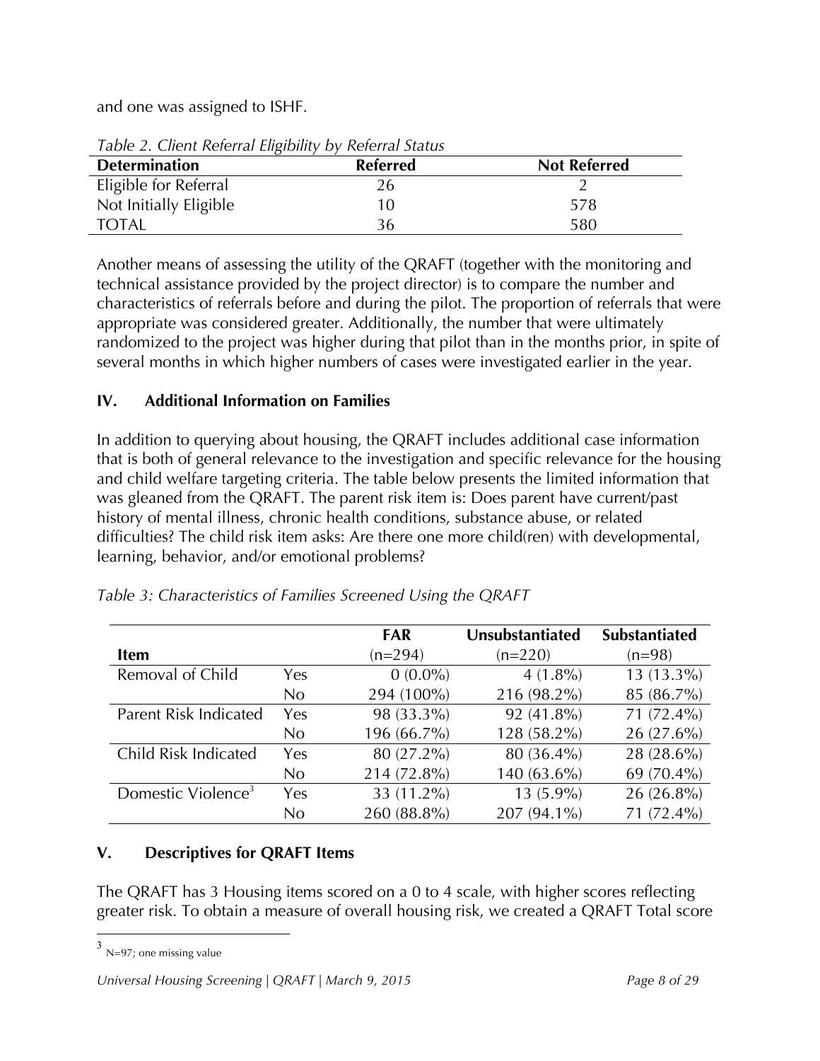and one was assigned to ISHF.

*Table 2. Client Referral Eligibility by Referral Status*

| Determination | Referred | Not Referred |
|---|---|---|
| Eligible for Referral | 26 | 2 |
| Not Initially Eligible | 10 | 578 |
| TOTAL | 36 | 580 |

Another means of assessing the utility of the QRAFT (together with the monitoring and technical assistance provided by the project director) is to compare the number and characteristics of referrals before and during the pilot. The proportion of referrals that were appropriate was considered greater. Additionally, the number that were ultimately randomized to the project was higher during that pilot than in the months prior, in spite of several months in which higher numbers of cases were investigated earlier in the year.

## IV. Additional Information on Families

In addition to querying about housing, the QRAFT includes additional case information that is both of general relevance to the investigation and specific relevance for the housing and child welfare targeting criteria. The table below presents the limited information that was gleaned from the QRAFT. The parent risk item is: Does parent have current/past history of mental illness, chronic health conditions, substance abuse, or related difficulties? The child risk item asks: Are there one more child(ren) with developmental, learning, behavior, and/or emotional problems?

*Table 3: Characteristics of Families Screened Using the QRAFT*

| Item | | FAR (n=294) | Unsubstantiated (n=220) | Substantiated (n=98) |
|---|---|---|---|---|
| Removal of Child | Yes | 0 (0.0%) | 4 (1.8%) | 13 (13.3%) |
| | No | 294 (100%) | 216 (98.2%) | 85 (86.7%) |
| Parent Risk Indicated | Yes | 98 (33.3%) | 92 (41.8%) | 71 (72.4%) |
| | No | 196 (66.7%) | 128 (58.2%) | 26 (27.6%) |
| Child Risk Indicated | Yes | 80 (27.2%) | 80 (36.4%) | 28 (28.6%) |
| | No | 214 (72.8%) | 140 (63.6%) | 69 (70.4%) |
| Domestic Violence[3] | Yes | 33 (11.2%) | 13 (5.9%) | 26 (26.8%) |
| | No | 260 (88.8%) | 207 (94.1%) | 71 (72.4%) |

## V. Descriptives for QRAFT Items

The QRAFT has 3 Housing items scored on a 0 to 4 scale, with higher scores reflecting greater risk. To obtain a measure of overall housing risk, we created a QRAFT Total score

[3] N=97; one missing value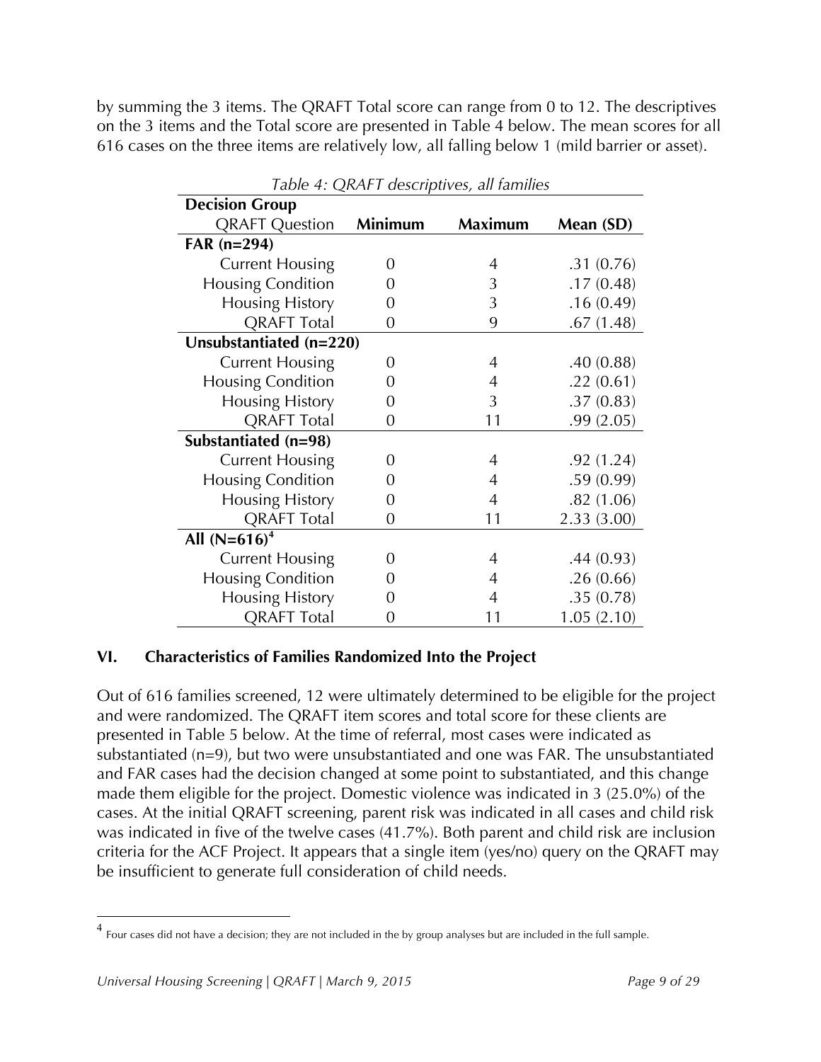by summing the 3 items. The QRAFT Total score can range from 0 to 12. The descriptives on the 3 items and the Total score are presented in Table 4 below. The mean scores for all 616 cases on the three items are relatively low, all falling below 1 (mild barrier or asset).

*Table 4: QRAFT descriptives, all families*

| Decision Group<br>QRAFT Question | Minimum | Maximum | Mean (SD) |
|---|---|---|---|
| **FAR (n=294)** | | | |
| Current Housing | 0 | 4 | .31 (0.76) |
| Housing Condition | 0 | 3 | .17 (0.48) |
| Housing History | 0 | 3 | .16 (0.49) |
| QRAFT Total | 0 | 9 | .67 (1.48) |
| **Unsubstantiated (n=220)** | | | |
| Current Housing | 0 | 4 | .40 (0.88) |
| Housing Condition | 0 | 4 | .22 (0.61) |
| Housing History | 0 | 3 | .37 (0.83) |
| QRAFT Total | 0 | 11 | .99 (2.05) |
| **Substantiated (n=98)** | | | |
| Current Housing | 0 | 4 | .92 (1.24) |
| Housing Condition | 0 | 4 | .59 (0.99) |
| Housing History | 0 | 4 | .82 (1.06) |
| QRAFT Total | 0 | 11 | 2.33 (3.00) |
| **All (N=616)[4]** | | | |
| Current Housing | 0 | 4 | .44 (0.93) |
| Housing Condition | 0 | 4 | .26 (0.66) |
| Housing History | 0 | 4 | .35 (0.78) |
| QRAFT Total | 0 | 11 | 1.05 (2.10) |

## VI. Characteristics of Families Randomized Into the Project

Out of 616 families screened, 12 were ultimately determined to be eligible for the project and were randomized. The QRAFT item scores and total score for these clients are presented in Table 5 below. At the time of referral, most cases were indicated as substantiated (n=9), but two were unsubstantiated and one was FAR. The unsubstantiated and FAR cases had the decision changed at some point to substantiated, and this change made them eligible for the project. Domestic violence was indicated in 3 (25.0%) of the cases. At the initial QRAFT screening, parent risk was indicated in all cases and child risk was indicated in five of the twelve cases (41.7%). Both parent and child risk are inclusion criteria for the ACF Project. It appears that a single item (yes/no) query on the QRAFT may be insufficient to generate full consideration of child needs.

[4] Four cases did not have a decision; they are not included in the by group analyses but are included in the full sample.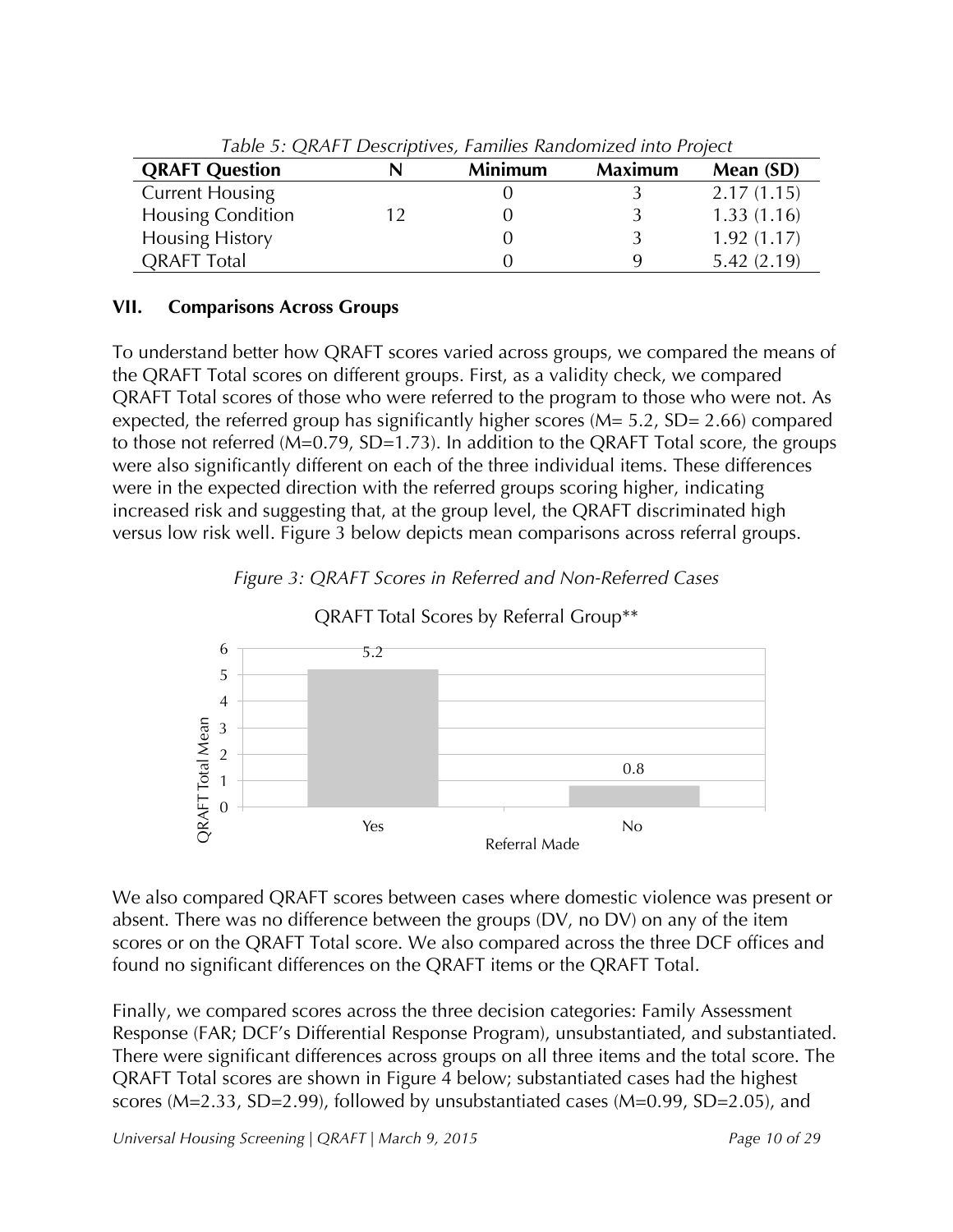*Table 5: QRAFT Descriptives, Families Randomized into Project*

| QRAFT Question | N | Minimum | Maximum | Mean (SD) |
|---|---|---|---|---|
| Current Housing | | 0 | 3 | 2.17 (1.15) |
| Housing Condition | 12 | 0 | 3 | 1.33 (1.16) |
| Housing History | | 0 | 3 | 1.92 (1.17) |
| QRAFT Total | | 0 | 9 | 5.42 (2.19) |

## VII. Comparisons Across Groups

To understand better how QRAFT scores varied across groups, we compared the means of the QRAFT Total scores on different groups. First, as a validity check, we compared QRAFT Total scores of those who were referred to the program to those who were not. As expected, the referred group has significantly higher scores (M= 5.2, SD= 2.66) compared to those not referred (M=0.79, SD=1.73). In addition to the QRAFT Total score, the groups were also significantly different on each of the three individual items. These differences were in the expected direction with the referred groups scoring higher, indicating increased risk and suggesting that, at the group level, the QRAFT discriminated high versus low risk well. Figure 3 below depicts mean comparisons across referral groups.

*Figure 3: QRAFT Scores in Referred and Non-Referred Cases*

QRAFT Total Scores by Referral Group**

| Referral Made | QRAFT Total Mean |
|---|---|
| Yes | 5.2 |
| No | 0.8 |

We also compared QRAFT scores between cases where domestic violence was present or absent. There was no difference between the groups (DV, no DV) on any of the item scores or on the QRAFT Total score. We also compared across the three DCF offices and found no significant differences on the QRAFT items or the QRAFT Total.

Finally, we compared scores across the three decision categories: Family Assessment Response (FAR; DCF's Differential Response Program), unsubstantiated, and substantiated. There were significant differences across groups on all three items and the total score. The QRAFT Total scores are shown in Figure 4 below; substantiated cases had the highest scores (M=2.33, SD=2.99), followed by unsubstantiated cases (M=0.99, SD=2.05), and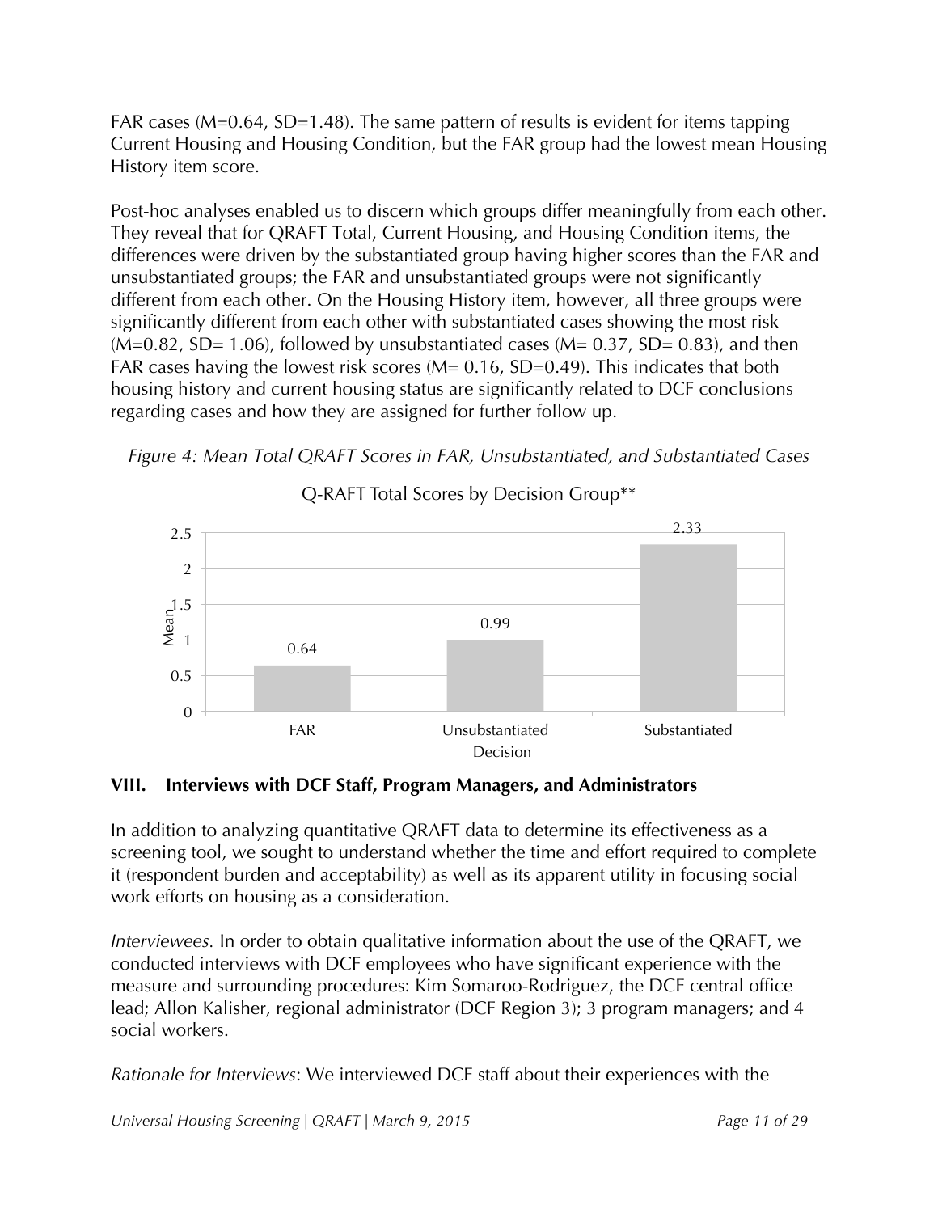FAR cases (M=0.64, SD=1.48). The same pattern of results is evident for items tapping Current Housing and Housing Condition, but the FAR group had the lowest mean Housing History item score.

Post-hoc analyses enabled us to discern which groups differ meaningfully from each other. They reveal that for QRAFT Total, Current Housing, and Housing Condition items, the differences were driven by the substantiated group having higher scores than the FAR and unsubstantiated groups; the FAR and unsubstantiated groups were not significantly different from each other. On the Housing History item, however, all three groups were significantly different from each other with substantiated cases showing the most risk (M=0.82, SD= 1.06), followed by unsubstantiated cases (M= 0.37, SD= 0.83), and then FAR cases having the lowest risk scores (M= 0.16, SD=0.49). This indicates that both housing history and current housing status are significantly related to DCF conclusions regarding cases and how they are assigned for further follow up.

*Figure 4: Mean Total QRAFT Scores in FAR, Unsubstantiated, and Substantiated Cases*

Q-RAFT Total Scores by Decision Group**

| Decision | Mean |
|---|---|
| FAR | 0.64 |
| Unsubstantiated | 0.99 |
| Substantiated | 2.33 |

## VIII. Interviews with DCF Staff, Program Managers, and Administrators

In addition to analyzing quantitative QRAFT data to determine its effectiveness as a screening tool, we sought to understand whether the time and effort required to complete it (respondent burden and acceptability) as well as its apparent utility in focusing social work efforts on housing as a consideration.

*Interviewees.* In order to obtain qualitative information about the use of the QRAFT, we conducted interviews with DCF employees who have significant experience with the measure and surrounding procedures: Kim Somaroo-Rodriguez, the DCF central office lead; Allon Kalisher, regional administrator (DCF Region 3); 3 program managers; and 4 social workers.

*Rationale for Interviews*: We interviewed DCF staff about their experiences with the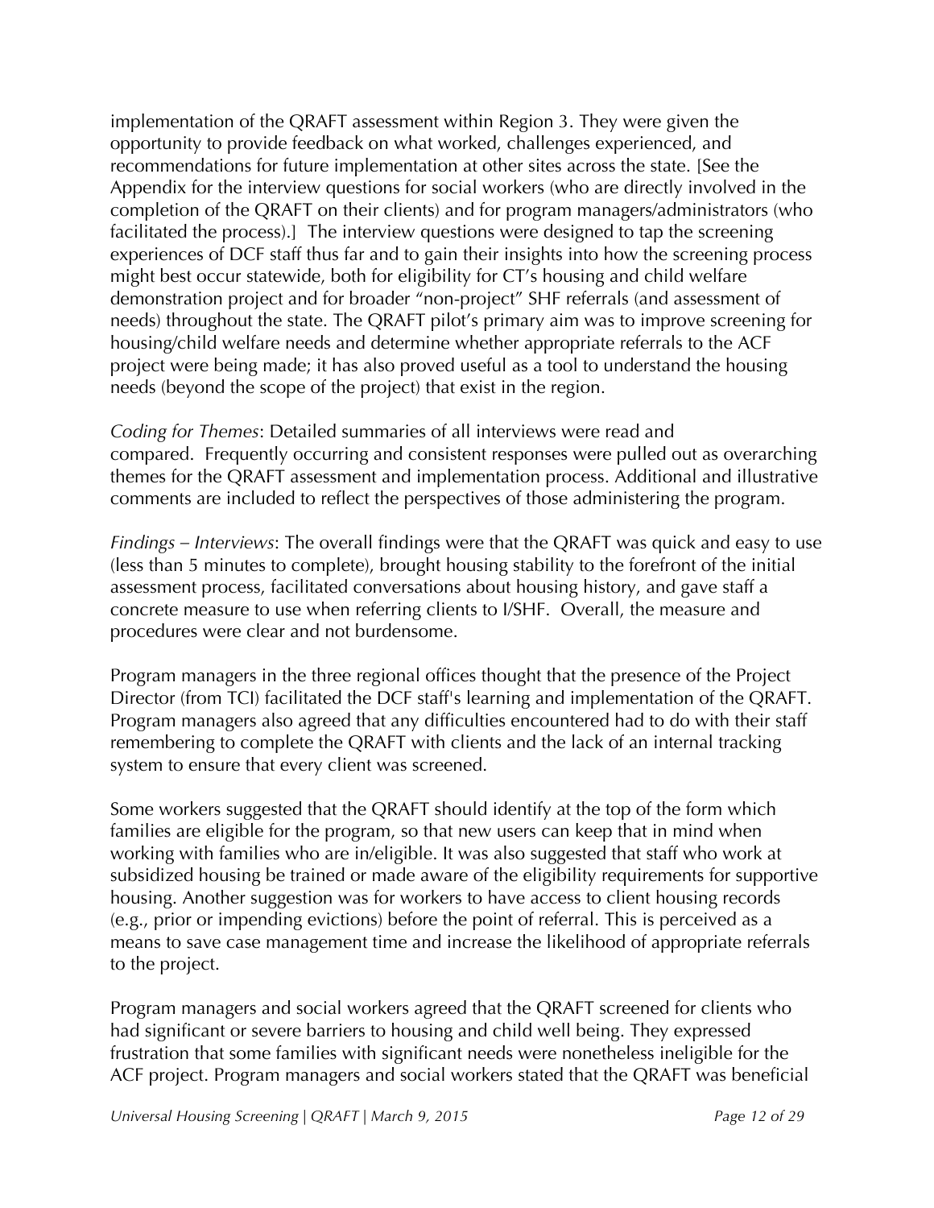implementation of the QRAFT assessment within Region 3. They were given the opportunity to provide feedback on what worked, challenges experienced, and recommendations for future implementation at other sites across the state. [See the Appendix for the interview questions for social workers (who are directly involved in the completion of the QRAFT on their clients) and for program managers/administrators (who facilitated the process).] The interview questions were designed to tap the screening experiences of DCF staff thus far and to gain their insights into how the screening process might best occur statewide, both for eligibility for CT's housing and child welfare demonstration project and for broader "non-project" SHF referrals (and assessment of needs) throughout the state. The QRAFT pilot's primary aim was to improve screening for housing/child welfare needs and determine whether appropriate referrals to the ACF project were being made; it has also proved useful as a tool to understand the housing needs (beyond the scope of the project) that exist in the region.

*Coding for Themes*: Detailed summaries of all interviews were read and compared. Frequently occurring and consistent responses were pulled out as overarching themes for the QRAFT assessment and implementation process. Additional and illustrative comments are included to reflect the perspectives of those administering the program.

*Findings – Interviews*: The overall findings were that the QRAFT was quick and easy to use (less than 5 minutes to complete), brought housing stability to the forefront of the initial assessment process, facilitated conversations about housing history, and gave staff a concrete measure to use when referring clients to I/SHF. Overall, the measure and procedures were clear and not burdensome.

Program managers in the three regional offices thought that the presence of the Project Director (from TCI) facilitated the DCF staff's learning and implementation of the QRAFT. Program managers also agreed that any difficulties encountered had to do with their staff remembering to complete the QRAFT with clients and the lack of an internal tracking system to ensure that every client was screened.

Some workers suggested that the QRAFT should identify at the top of the form which families are eligible for the program, so that new users can keep that in mind when working with families who are in/eligible. It was also suggested that staff who work at subsidized housing be trained or made aware of the eligibility requirements for supportive housing. Another suggestion was for workers to have access to client housing records (e.g., prior or impending evictions) before the point of referral. This is perceived as a means to save case management time and increase the likelihood of appropriate referrals to the project.

Program managers and social workers agreed that the QRAFT screened for clients who had significant or severe barriers to housing and child well being. They expressed frustration that some families with significant needs were nonetheless ineligible for the ACF project. Program managers and social workers stated that the QRAFT was beneficial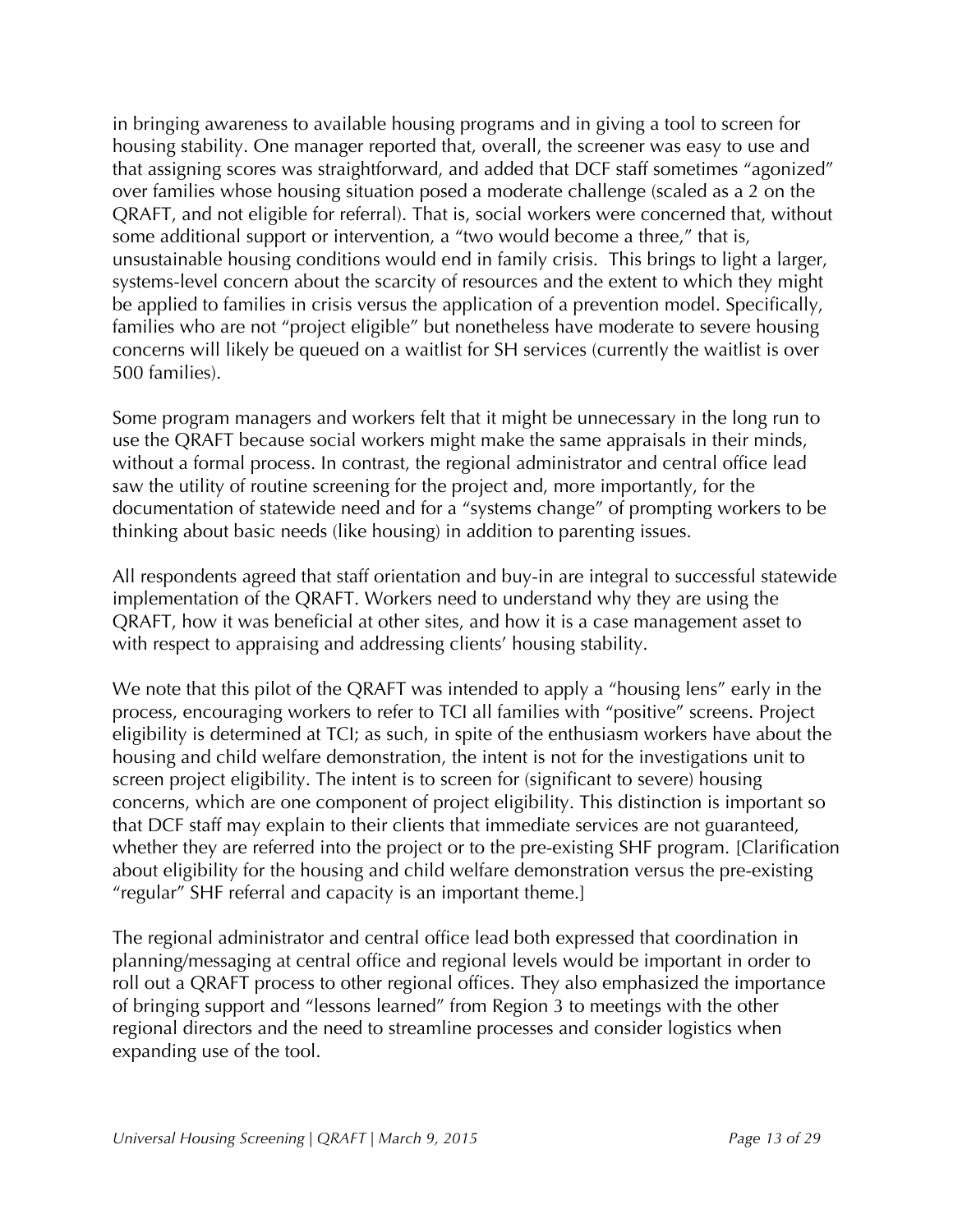in bringing awareness to available housing programs and in giving a tool to screen for housing stability. One manager reported that, overall, the screener was easy to use and that assigning scores was straightforward, and added that DCF staff sometimes "agonized" over families whose housing situation posed a moderate challenge (scaled as a 2 on the QRAFT, and not eligible for referral). That is, social workers were concerned that, without some additional support or intervention, a "two would become a three," that is, unsustainable housing conditions would end in family crisis. This brings to light a larger, systems-level concern about the scarcity of resources and the extent to which they might be applied to families in crisis versus the application of a prevention model. Specifically, families who are not "project eligible" but nonetheless have moderate to severe housing concerns will likely be queued on a waitlist for SH services (currently the waitlist is over 500 families).

Some program managers and workers felt that it might be unnecessary in the long run to use the QRAFT because social workers might make the same appraisals in their minds, without a formal process. In contrast, the regional administrator and central office lead saw the utility of routine screening for the project and, more importantly, for the documentation of statewide need and for a "systems change" of prompting workers to be thinking about basic needs (like housing) in addition to parenting issues.

All respondents agreed that staff orientation and buy-in are integral to successful statewide implementation of the QRAFT. Workers need to understand why they are using the QRAFT, how it was beneficial at other sites, and how it is a case management asset to with respect to appraising and addressing clients' housing stability.

We note that this pilot of the QRAFT was intended to apply a "housing lens" early in the process, encouraging workers to refer to TCI all families with "positive" screens. Project eligibility is determined at TCI; as such, in spite of the enthusiasm workers have about the housing and child welfare demonstration, the intent is not for the investigations unit to screen project eligibility. The intent is to screen for (significant to severe) housing concerns, which are one component of project eligibility. This distinction is important so that DCF staff may explain to their clients that immediate services are not guaranteed, whether they are referred into the project or to the pre-existing SHF program. [Clarification about eligibility for the housing and child welfare demonstration versus the pre-existing "regular" SHF referral and capacity is an important theme.]

The regional administrator and central office lead both expressed that coordination in planning/messaging at central office and regional levels would be important in order to roll out a QRAFT process to other regional offices. They also emphasized the importance of bringing support and "lessons learned" from Region 3 to meetings with the other regional directors and the need to streamline processes and consider logistics when expanding use of the tool.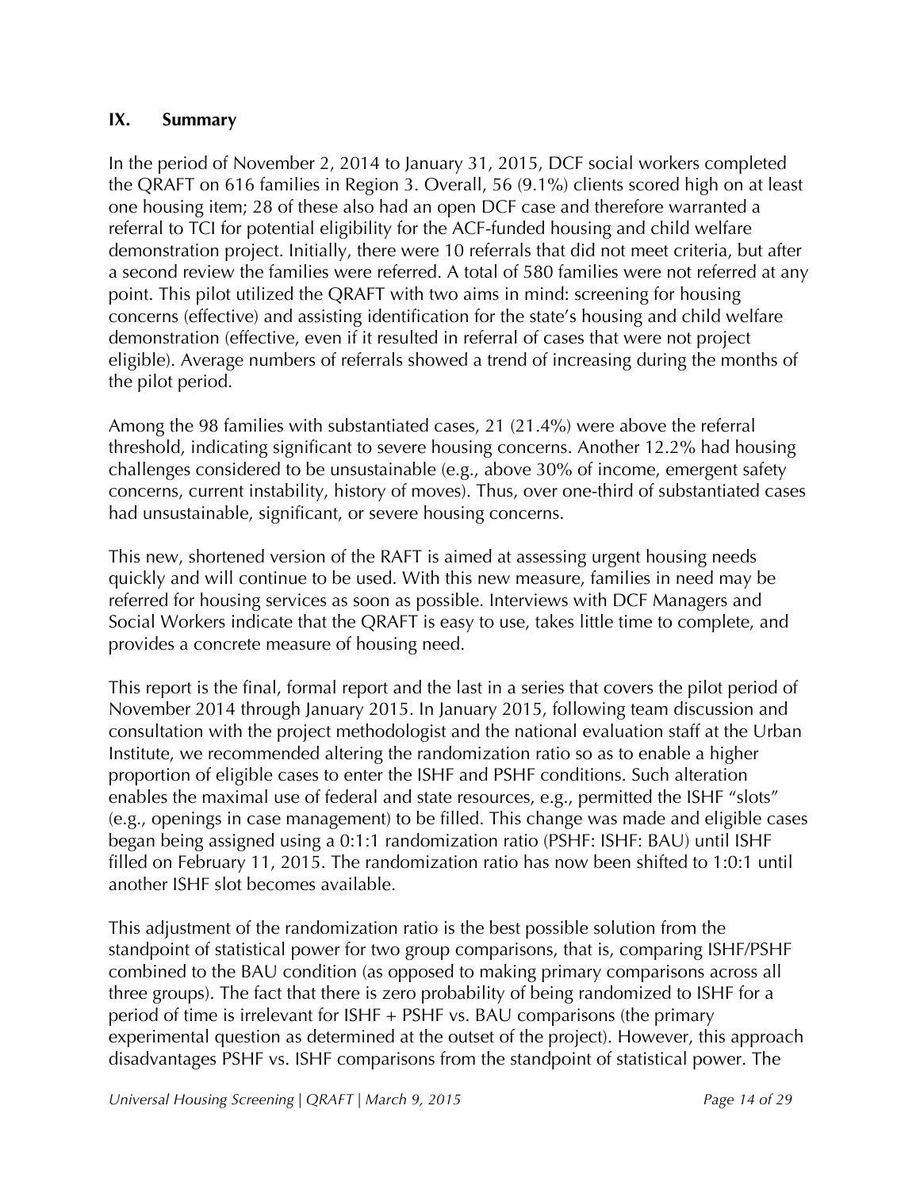## IX. Summary

In the period of November 2, 2014 to January 31, 2015, DCF social workers completed the QRAFT on 616 families in Region 3. Overall, 56 (9.1%) clients scored high on at least one housing item; 28 of these also had an open DCF case and therefore warranted a referral to TCI for potential eligibility for the ACF-funded housing and child welfare demonstration project. Initially, there were 10 referrals that did not meet criteria, but after a second review the families were referred. A total of 580 families were not referred at any point. This pilot utilized the QRAFT with two aims in mind: screening for housing concerns (effective) and assisting identification for the state's housing and child welfare demonstration (effective, even if it resulted in referral of cases that were not project eligible). Average numbers of referrals showed a trend of increasing during the months of the pilot period.

Among the 98 families with substantiated cases, 21 (21.4%) were above the referral threshold, indicating significant to severe housing concerns. Another 12.2% had housing challenges considered to be unsustainable (e.g., above 30% of income, emergent safety concerns, current instability, history of moves). Thus, over one-third of substantiated cases had unsustainable, significant, or severe housing concerns.

This new, shortened version of the RAFT is aimed at assessing urgent housing needs quickly and will continue to be used. With this new measure, families in need may be referred for housing services as soon as possible. Interviews with DCF Managers and Social Workers indicate that the QRAFT is easy to use, takes little time to complete, and provides a concrete measure of housing need.

This report is the final, formal report and the last in a series that covers the pilot period of November 2014 through January 2015. In January 2015, following team discussion and consultation with the project methodologist and the national evaluation staff at the Urban Institute, we recommended altering the randomization ratio so as to enable a higher proportion of eligible cases to enter the ISHF and PSHF conditions. Such alteration enables the maximal use of federal and state resources, e.g., permitted the ISHF "slots" (e.g., openings in case management) to be filled. This change was made and eligible cases began being assigned using a 0:1:1 randomization ratio (PSHF: ISHF: BAU) until ISHF filled on February 11, 2015. The randomization ratio has now been shifted to 1:0:1 until another ISHF slot becomes available.

This adjustment of the randomization ratio is the best possible solution from the standpoint of statistical power for two group comparisons, that is, comparing ISHF/PSHF combined to the BAU condition (as opposed to making primary comparisons across all three groups). The fact that there is zero probability of being randomized to ISHF for a period of time is irrelevant for ISHF + PSHF vs. BAU comparisons (the primary experimental question as determined at the outset of the project). However, this approach disadvantages PSHF vs. ISHF comparisons from the standpoint of statistical power. The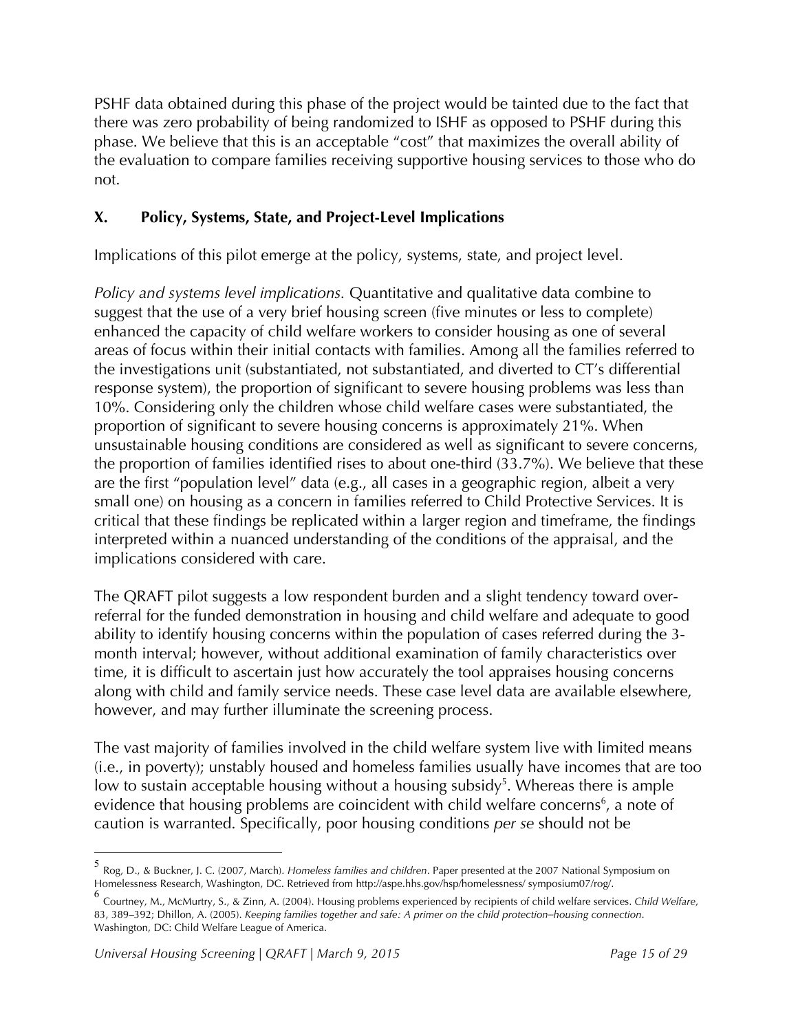PSHF data obtained during this phase of the project would be tainted due to the fact that there was zero probability of being randomized to ISHF as opposed to PSHF during this phase. We believe that this is an acceptable "cost" that maximizes the overall ability of the evaluation to compare families receiving supportive housing services to those who do not.

## X. Policy, Systems, State, and Project-Level Implications

Implications of this pilot emerge at the policy, systems, state, and project level.

*Policy and systems level implications.* Quantitative and qualitative data combine to suggest that the use of a very brief housing screen (five minutes or less to complete) enhanced the capacity of child welfare workers to consider housing as one of several areas of focus within their initial contacts with families. Among all the families referred to the investigations unit (substantiated, not substantiated, and diverted to CT's differential response system), the proportion of significant to severe housing problems was less than 10%. Considering only the children whose child welfare cases were substantiated, the proportion of significant to severe housing concerns is approximately 21%. When unsustainable housing conditions are considered as well as significant to severe concerns, the proportion of families identified rises to about one-third (33.7%). We believe that these are the first "population level" data (e.g., all cases in a geographic region, albeit a very small one) on housing as a concern in families referred to Child Protective Services. It is critical that these findings be replicated within a larger region and timeframe, the findings interpreted within a nuanced understanding of the conditions of the appraisal, and the implications considered with care.

The QRAFT pilot suggests a low respondent burden and a slight tendency toward over-referral for the funded demonstration in housing and child welfare and adequate to good ability to identify housing concerns within the population of cases referred during the 3-month interval; however, without additional examination of family characteristics over time, it is difficult to ascertain just how accurately the tool appraises housing concerns along with child and family service needs. These case level data are available elsewhere, however, and may further illuminate the screening process.

The vast majority of families involved in the child welfare system live with limited means (i.e., in poverty); unstably housed and homeless families usually have incomes that are too low to sustain acceptable housing without a housing subsidy[5]. Whereas there is ample evidence that housing problems are coincident with child welfare concerns[6], a note of caution is warranted. Specifically, poor housing conditions *per se* should not be

---

[5] Rog, D., & Buckner, J. C. (2007, March). *Homeless families and children*. Paper presented at the 2007 National Symposium on Homelessness Research, Washington, DC. Retrieved from http://aspe.hhs.gov/hsp/homelessness/ symposium07/rog/.

[6] Courtney, M., McMurtry, S., & Zinn, A. (2004). Housing problems experienced by recipients of child welfare services. *Child Welfare*, 83, 389–392; Dhillon, A. (2005). *Keeping families together and safe: A primer on the child protection–housing connection*. Washington, DC: Child Welfare League of America.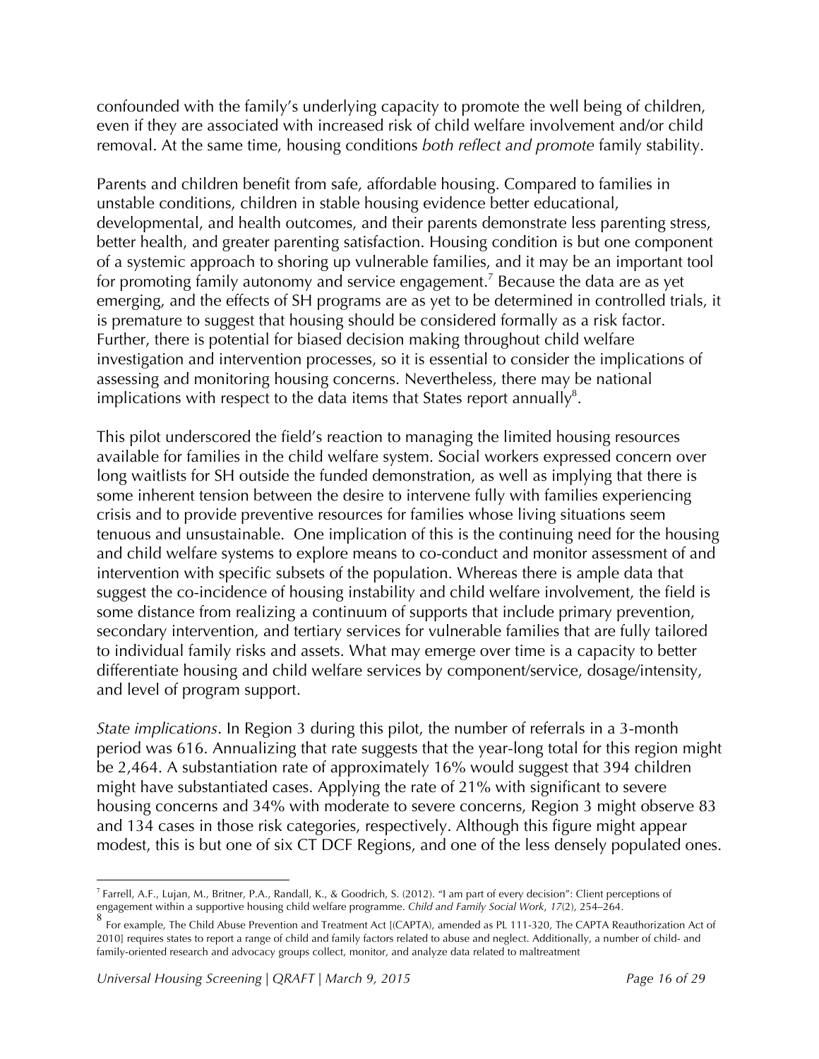confounded with the family's underlying capacity to promote the well being of children, even if they are associated with increased risk of child welfare involvement and/or child removal. At the same time, housing conditions *both reflect and promote* family stability.

Parents and children benefit from safe, affordable housing. Compared to families in unstable conditions, children in stable housing evidence better educational, developmental, and health outcomes, and their parents demonstrate less parenting stress, better health, and greater parenting satisfaction. Housing condition is but one component of a systemic approach to shoring up vulnerable families, and it may be an important tool for promoting family autonomy and service engagement.[7] Because the data are as yet emerging, and the effects of SH programs are as yet to be determined in controlled trials, it is premature to suggest that housing should be considered formally as a risk factor. Further, there is potential for biased decision making throughout child welfare investigation and intervention processes, so it is essential to consider the implications of assessing and monitoring housing concerns. Nevertheless, there may be national implications with respect to the data items that States report annually[8].

This pilot underscored the field's reaction to managing the limited housing resources available for families in the child welfare system. Social workers expressed concern over long waitlists for SH outside the funded demonstration, as well as implying that there is some inherent tension between the desire to intervene fully with families experiencing crisis and to provide preventive resources for families whose living situations seem tenuous and unsustainable. One implication of this is the continuing need for the housing and child welfare systems to explore means to co-conduct and monitor assessment of and intervention with specific subsets of the population. Whereas there is ample data that suggest the co-incidence of housing instability and child welfare involvement, the field is some distance from realizing a continuum of supports that include primary prevention, secondary intervention, and tertiary services for vulnerable families that are fully tailored to individual family risks and assets. What may emerge over time is a capacity to better differentiate housing and child welfare services by component/service, dosage/intensity, and level of program support.

*State implications*. In Region 3 during this pilot, the number of referrals in a 3-month period was 616. Annualizing that rate suggests that the year-long total for this region might be 2,464. A substantiation rate of approximately 16% would suggest that 394 children might have substantiated cases. Applying the rate of 21% with significant to severe housing concerns and 34% with moderate to severe concerns, Region 3 might observe 83 and 134 cases in those risk categories, respectively. Although this figure might appear modest, this is but one of six CT DCF Regions, and one of the less densely populated ones.

---

[7] Farrell, A.F., Lujan, M., Britner, P.A., Randall, K., & Goodrich, S. (2012). "I am part of every decision": Client perceptions of engagement within a supportive housing child welfare programme. *Child and Family Social Work*, *17*(2), 254–264.

[8] For example, The Child Abuse Prevention and Treatment Act [(CAPTA), amended as PL 111-320, The CAPTA Reauthorization Act of 2010] requires states to report a range of child and family factors related to abuse and neglect. Additionally, a number of child- and family-oriented research and advocacy groups collect, monitor, and analyze data related to maltreatment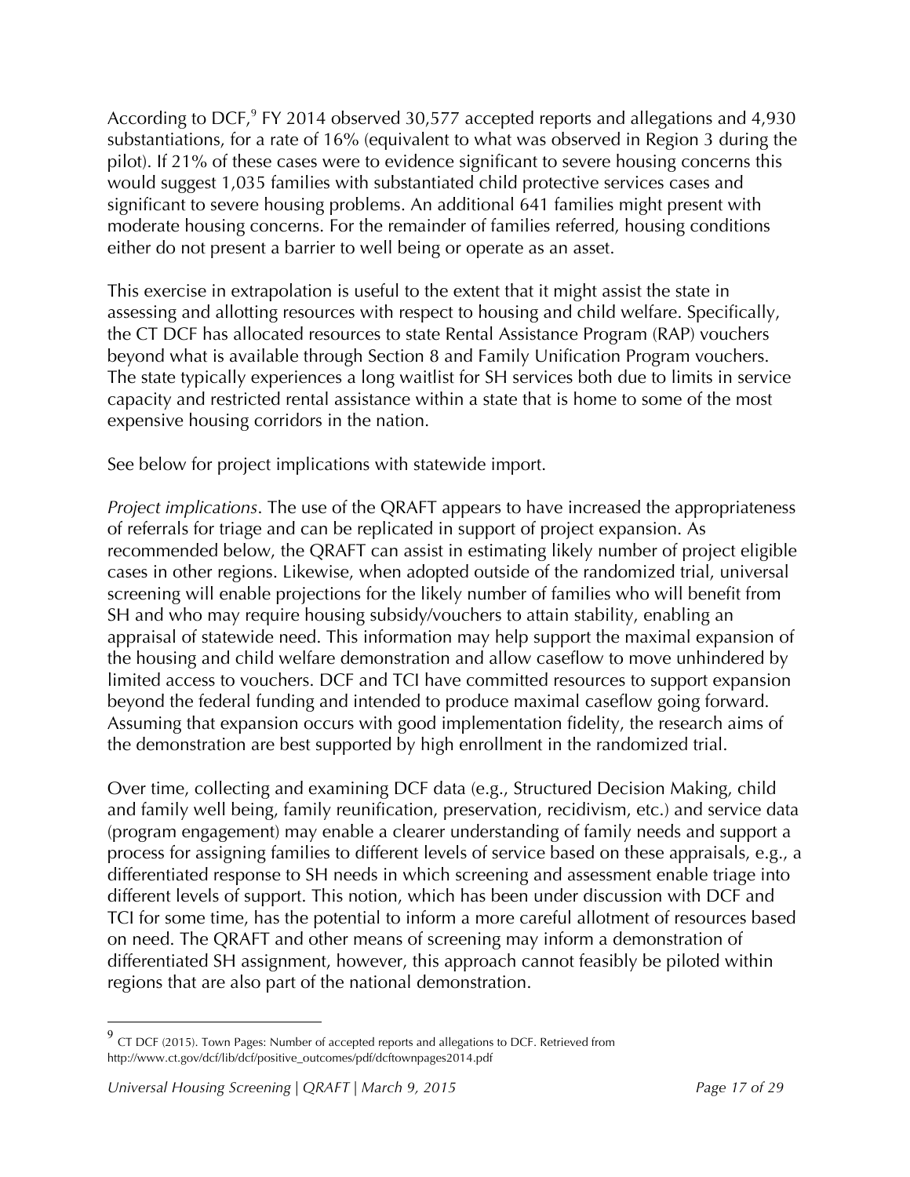According to DCF,[9] FY 2014 observed 30,577 accepted reports and allegations and 4,930 substantiations, for a rate of 16% (equivalent to what was observed in Region 3 during the pilot). If 21% of these cases were to evidence significant to severe housing concerns this would suggest 1,035 families with substantiated child protective services cases and significant to severe housing problems. An additional 641 families might present with moderate housing concerns. For the remainder of families referred, housing conditions either do not present a barrier to well being or operate as an asset.

This exercise in extrapolation is useful to the extent that it might assist the state in assessing and allotting resources with respect to housing and child welfare. Specifically, the CT DCF has allocated resources to state Rental Assistance Program (RAP) vouchers beyond what is available through Section 8 and Family Unification Program vouchers. The state typically experiences a long waitlist for SH services both due to limits in service capacity and restricted rental assistance within a state that is home to some of the most expensive housing corridors in the nation.

See below for project implications with statewide import.

*Project implications*. The use of the QRAFT appears to have increased the appropriateness of referrals for triage and can be replicated in support of project expansion. As recommended below, the QRAFT can assist in estimating likely number of project eligible cases in other regions. Likewise, when adopted outside of the randomized trial, universal screening will enable projections for the likely number of families who will benefit from SH and who may require housing subsidy/vouchers to attain stability, enabling an appraisal of statewide need. This information may help support the maximal expansion of the housing and child welfare demonstration and allow caseflow to move unhindered by limited access to vouchers. DCF and TCI have committed resources to support expansion beyond the federal funding and intended to produce maximal caseflow going forward. Assuming that expansion occurs with good implementation fidelity, the research aims of the demonstration are best supported by high enrollment in the randomized trial.

Over time, collecting and examining DCF data (e.g., Structured Decision Making, child and family well being, family reunification, preservation, recidivism, etc.) and service data (program engagement) may enable a clearer understanding of family needs and support a process for assigning families to different levels of service based on these appraisals, e.g., a differentiated response to SH needs in which screening and assessment enable triage into different levels of support. This notion, which has been under discussion with DCF and TCI for some time, has the potential to inform a more careful allotment of resources based on need. The QRAFT and other means of screening may inform a demonstration of differentiated SH assignment, however, this approach cannot feasibly be piloted within regions that are also part of the national demonstration.

---

[9] CT DCF (2015). Town Pages: Number of accepted reports and allegations to DCF. Retrieved from http://www.ct.gov/dcf/lib/dcf/positive_outcomes/pdf/dcftownpages2014.pdf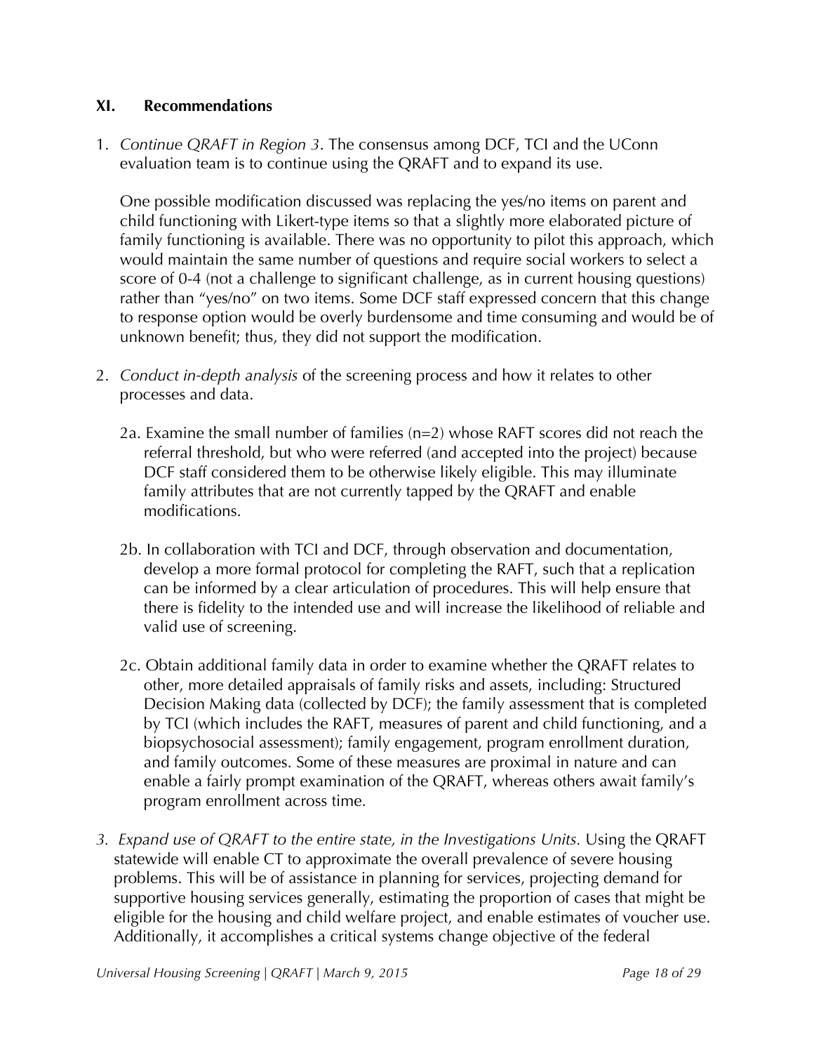## XI. Recommendations

1. *Continue QRAFT in Region 3*. The consensus among DCF, TCI and the UConn evaluation team is to continue using the QRAFT and to expand its use.

   One possible modification discussed was replacing the yes/no items on parent and child functioning with Likert-type items so that a slightly more elaborated picture of family functioning is available. There was no opportunity to pilot this approach, which would maintain the same number of questions and require social workers to select a score of 0-4 (not a challenge to significant challenge, as in current housing questions) rather than "yes/no" on two items. Some DCF staff expressed concern that this change to response option would be overly burdensome and time consuming and would be of unknown benefit; thus, they did not support the modification.

2. *Conduct in-depth analysis* of the screening process and how it relates to other processes and data.

   2a. Examine the small number of families (n=2) whose RAFT scores did not reach the referral threshold, but who were referred (and accepted into the project) because DCF staff considered them to be otherwise likely eligible. This may illuminate family attributes that are not currently tapped by the QRAFT and enable modifications.

   2b. In collaboration with TCI and DCF, through observation and documentation, develop a more formal protocol for completing the RAFT, such that a replication can be informed by a clear articulation of procedures. This will help ensure that there is fidelity to the intended use and will increase the likelihood of reliable and valid use of screening.

   2c. Obtain additional family data in order to examine whether the QRAFT relates to other, more detailed appraisals of family risks and assets, including: Structured Decision Making data (collected by DCF); the family assessment that is completed by TCI (which includes the RAFT, measures of parent and child functioning, and a biopsychosocial assessment); family engagement, program enrollment duration, and family outcomes. Some of these measures are proximal in nature and can enable a fairly prompt examination of the QRAFT, whereas others await family's program enrollment across time.

3. *Expand use of QRAFT to the entire state, in the Investigations Units.* Using the QRAFT statewide will enable CT to approximate the overall prevalence of severe housing problems. This will be of assistance in planning for services, projecting demand for supportive housing services generally, estimating the proportion of cases that might be eligible for the housing and child welfare project, and enable estimates of voucher use. Additionally, it accomplishes a critical systems change objective of the federal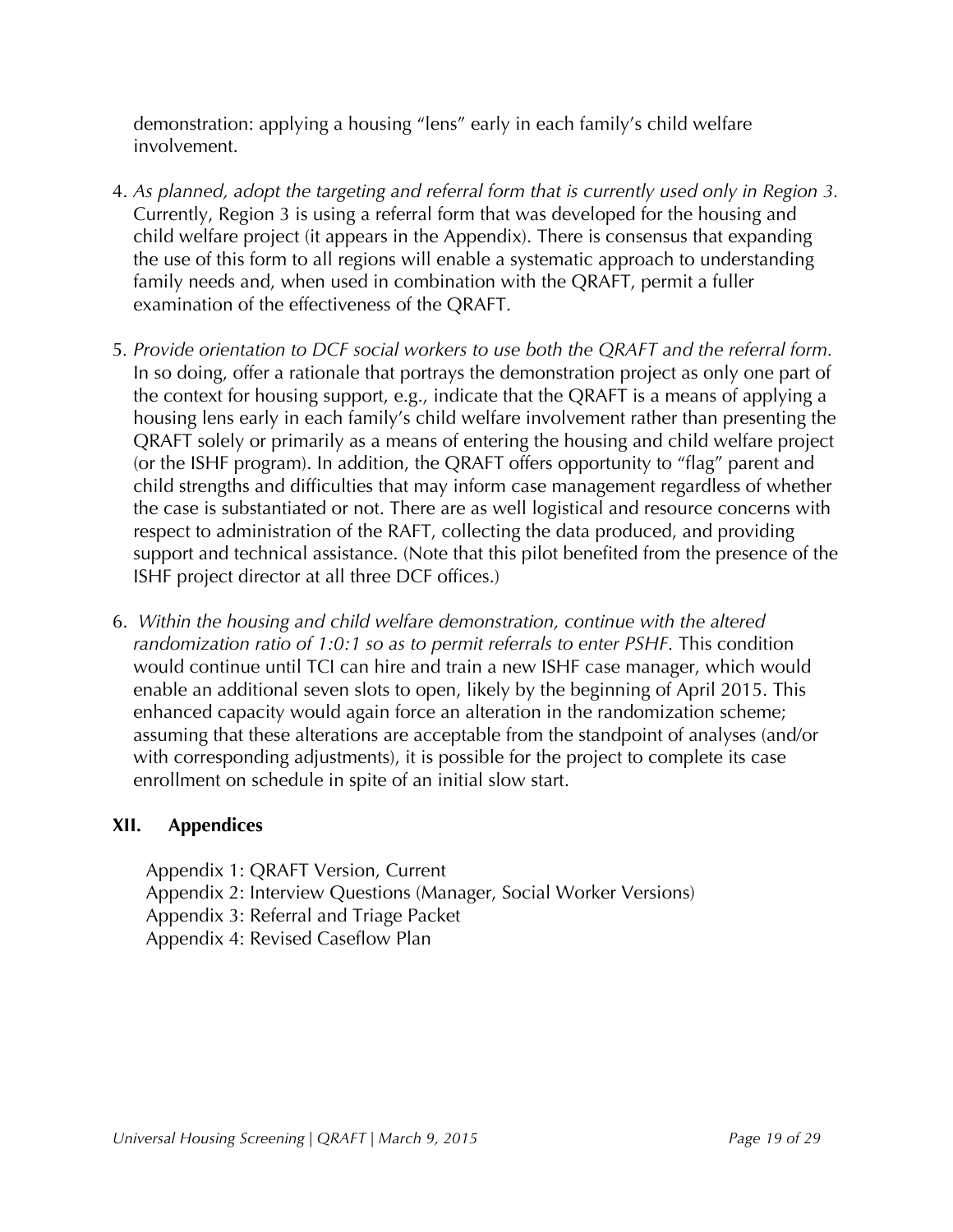demonstration: applying a housing "lens" early in each family's child welfare involvement.

4. *As planned, adopt the targeting and referral form that is currently used only in Region 3.* Currently, Region 3 is using a referral form that was developed for the housing and child welfare project (it appears in the Appendix). There is consensus that expanding the use of this form to all regions will enable a systematic approach to understanding family needs and, when used in combination with the QRAFT, permit a fuller examination of the effectiveness of the QRAFT.

5. *Provide orientation to DCF social workers to use both the QRAFT and the referral form.* In so doing, offer a rationale that portrays the demonstration project as only one part of the context for housing support, e.g., indicate that the QRAFT is a means of applying a housing lens early in each family's child welfare involvement rather than presenting the QRAFT solely or primarily as a means of entering the housing and child welfare project (or the ISHF program). In addition, the QRAFT offers opportunity to "flag" parent and child strengths and difficulties that may inform case management regardless of whether the case is substantiated or not. There are as well logistical and resource concerns with respect to administration of the RAFT, collecting the data produced, and providing support and technical assistance. (Note that this pilot benefited from the presence of the ISHF project director at all three DCF offices.)

6. *Within the housing and child welfare demonstration, continue with the altered randomization ratio of 1:0:1 so as to permit referrals to enter PSHF.* This condition would continue until TCI can hire and train a new ISHF case manager, which would enable an additional seven slots to open, likely by the beginning of April 2015. This enhanced capacity would again force an alteration in the randomization scheme; assuming that these alterations are acceptable from the standpoint of analyses (and/or with corresponding adjustments), it is possible for the project to complete its case enrollment on schedule in spite of an initial slow start.

## XII. Appendices

Appendix 1: QRAFT Version, Current
Appendix 2: Interview Questions (Manager, Social Worker Versions)
Appendix 3: Referral and Triage Packet
Appendix 4: Revised Caseflow Plan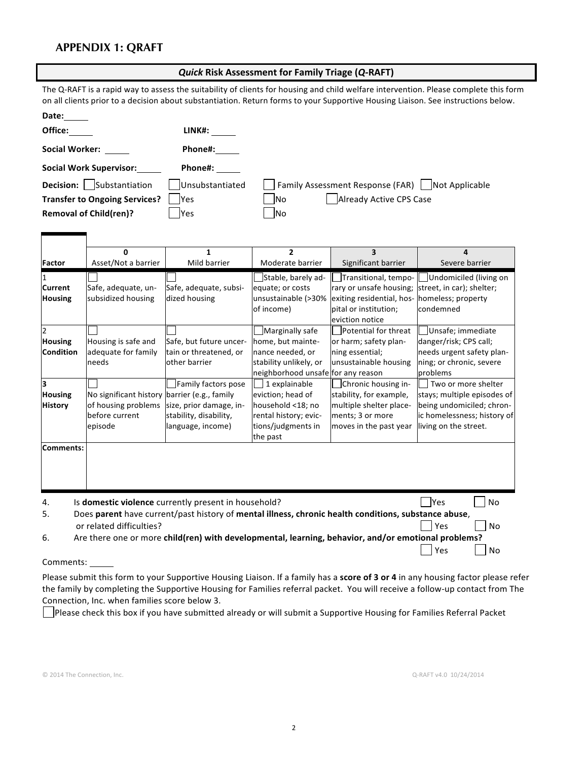## APPENDIX 1: QRAFT

### *Quick* Risk Assessment for Family Triage (*Q*-RAFT)

The Q-RAFT is a rapid way to assess the suitability of clients for housing and child welfare intervention. Please complete this form on all clients prior to a decision about substantiation. Return forms to your Supportive Housing Liaison. See instructions below.

**Date:** \_\_\_\_\_

**Office:** \_\_\_\_\_ **LINK#:** \_\_\_\_\_

**Social Worker:** \_\_\_\_\_ **Phone#:** \_\_\_\_\_

**Social Work Supervisor:** \_\_\_\_\_ **Phone#:** \_\_\_\_\_

**Decision:** ☐ Substantiation ☐ Unsubstantiated ☐ Family Assessment Response (FAR) ☐ Not Applicable

**Transfer to Ongoing Services?** ☐ Yes ☐ No ☐ Already Active CPS Case

**Removal of Child(ren)?** ☐ Yes ☐ No

| Factor | 0<br>Asset/Not a barrier | 1<br>Mild barrier | 2<br>Moderate barrier | 3<br>Significant barrier | 4<br>Severe barrier |
|---|---|---|---|---|---|
| 1<br>**Current Housing** | ☐<br>Safe, adequate, unsubsidized housing | ☐<br>Safe, adequate, subsidized housing | ☐ Stable, barely adequate; or costs unsustainable (>30% of income) | ☐ Transitional, temporary or unsafe housing; exiting residential, hospital or institution; eviction notice | ☐ Undomiciled (living on street, in car); shelter; homeless; property condemned |
| 2<br>**Housing Condition** | ☐<br>Housing is safe and adequate for family needs | ☐<br>Safe, but future uncertain or threatened, or other barrier | ☐ Marginally safe home, but maintenance needed, or stability unlikely, or neighborhood unsafe for any reason | ☐ Potential for threat or harm; safety planning essential; unsustainable housing | ☐ Unsafe; immediate danger/risk; CPS call; needs urgent safety planning; or chronic, severe problems |
| **3**<br>**Housing History** | ☐<br>No significant history of housing problems before current episode | ☐ Family factors pose barrier (e.g., family size, prior damage, instability, disability, language, income) | ☐ 1 explainable eviction; head of household <18; no rental history; evictions/judgments in the past | ☐ Chronic housing instability, for example, multiple shelter placements; 3 or more moves in the past year | ☐ Two or more shelter stays; multiple episodes of being undomiciled; chronic homelessness; history of living on the street. |
| **Comments:** | | | | | |

4. Is **domestic violence** currently present in household? ☐ Yes ☐ No
5. Does **parent** have current/past history of **mental illness, chronic health conditions, substance abuse**, or related difficulties? ☐ Yes ☐ No
6. Are there one or more **child(ren) with developmental, learning, behavior, and/or emotional problems?** ☐ Yes ☐ No

Comments: \_\_\_\_\_

Please submit this form to your Supportive Housing Liaison. If a family has a **score of 3 or 4** in any housing factor please refer the family by completing the Supportive Housing for Families referral packet. You will receive a follow-up contact from The Connection, Inc. when families score below 3.

☐ Please check this box if you have submitted already or will submit a Supportive Housing for Families Referral Packet

© 2014 The Connection, Inc. Q-RAFT v4.0 10/24/2014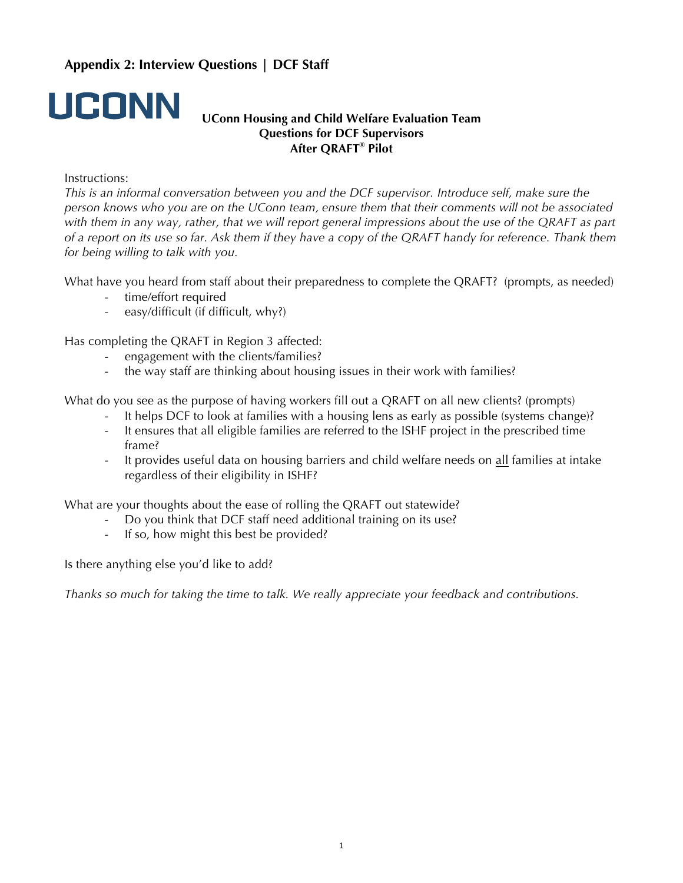## Appendix 2: Interview Questions | DCF Staff

UCONN

**UConn Housing and Child Welfare Evaluation Team**
**Questions for DCF Supervisors**
**After QRAFT® Pilot**

Instructions:
*This is an informal conversation between you and the DCF supervisor. Introduce self, make sure the person knows who you are on the UConn team, ensure them that their comments will not be associated with them in any way, rather, that we will report general impressions about the use of the QRAFT as part of a report on its use so far. Ask them if they have a copy of the QRAFT handy for reference. Thank them for being willing to talk with you.*

What have you heard from staff about their preparedness to complete the QRAFT? (prompts, as needed)

- time/effort required
- easy/difficult (if difficult, why?)

Has completing the QRAFT in Region 3 affected:

- engagement with the clients/families?
- the way staff are thinking about housing issues in their work with families?

What do you see as the purpose of having workers fill out a QRAFT on all new clients? (prompts)

- It helps DCF to look at families with a housing lens as early as possible (systems change)?
- It ensures that all eligible families are referred to the ISHF project in the prescribed time frame?
- It provides useful data on housing barriers and child welfare needs on <u>all</u> families at intake regardless of their eligibility in ISHF?

What are your thoughts about the ease of rolling the QRAFT out statewide?

- Do you think that DCF staff need additional training on its use?
- If so, how might this best be provided?

Is there anything else you'd like to add?

*Thanks so much for taking the time to talk. We really appreciate your feedback and contributions.*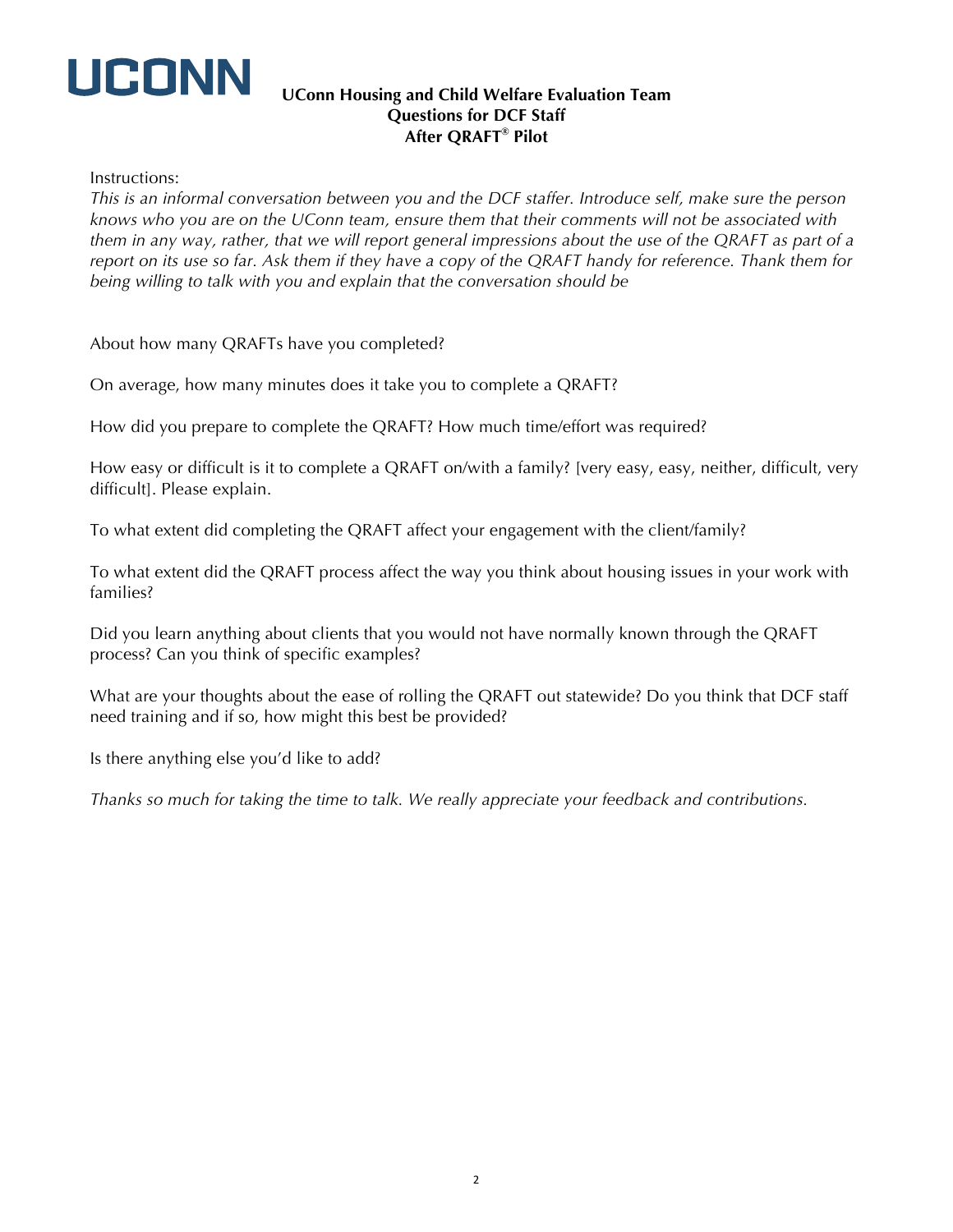UCONN

**UConn Housing and Child Welfare Evaluation Team**
**Questions for DCF Staff**
**After QRAFT® Pilot**

Instructions:
*This is an informal conversation between you and the DCF staffer. Introduce self, make sure the person knows who you are on the UConn team, ensure them that their comments will not be associated with them in any way, rather, that we will report general impressions about the use of the QRAFT as part of a report on its use so far. Ask them if they have a copy of the QRAFT handy for reference. Thank them for being willing to talk with you and explain that the conversation should be*

About how many QRAFTs have you completed?

On average, how many minutes does it take you to complete a QRAFT?

How did you prepare to complete the QRAFT? How much time/effort was required?

How easy or difficult is it to complete a QRAFT on/with a family? [very easy, easy, neither, difficult, very difficult]. Please explain.

To what extent did completing the QRAFT affect your engagement with the client/family?

To what extent did the QRAFT process affect the way you think about housing issues in your work with families?

Did you learn anything about clients that you would not have normally known through the QRAFT process? Can you think of specific examples?

What are your thoughts about the ease of rolling the QRAFT out statewide? Do you think that DCF staff need training and if so, how might this best be provided?

Is there anything else you'd like to add?

*Thanks so much for taking the time to talk. We really appreciate your feedback and contributions.*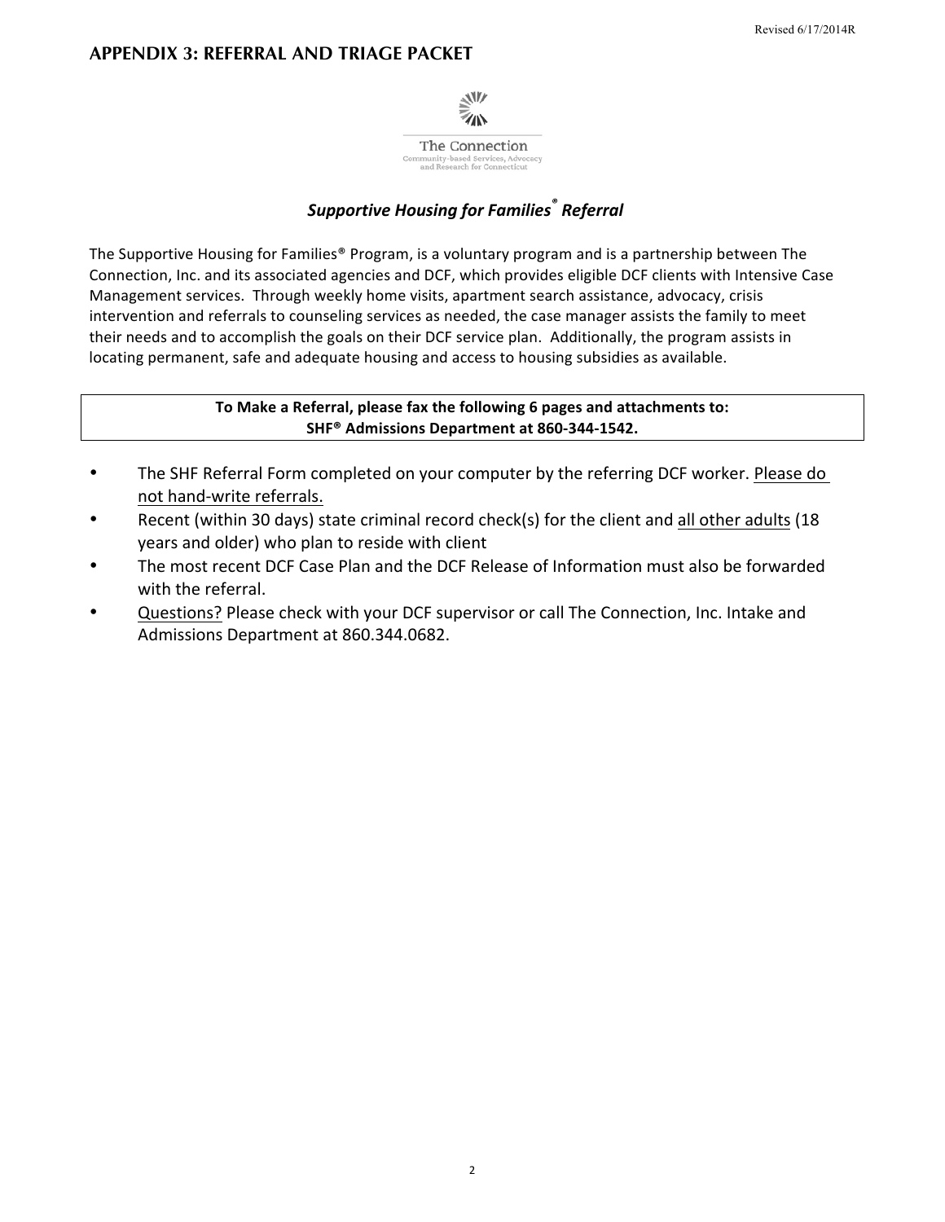## APPENDIX 3: REFERRAL AND TRIAGE PACKET

The Connection
Community-based Services, Advocacy and Research for Connecticut

### *Supportive Housing for Families® Referral*

The Supportive Housing for Families® Program, is a voluntary program and is a partnership between The Connection, Inc. and its associated agencies and DCF, which provides eligible DCF clients with Intensive Case Management services. Through weekly home visits, apartment search assistance, advocacy, crisis intervention and referrals to counseling services as needed, the case manager assists the family to meet their needs and to accomplish the goals on their DCF service plan. Additionally, the program assists in locating permanent, safe and adequate housing and access to housing subsidies as available.

**To Make a Referral, please fax the following 6 pages and attachments to:**
**SHF® Admissions Department at 860-344-1542.**

- The SHF Referral Form completed on your computer by the referring DCF worker. Please do not hand-write referrals.
- Recent (within 30 days) state criminal record check(s) for the client and all other adults (18 years and older) who plan to reside with client
- The most recent DCF Case Plan and the DCF Release of Information must also be forwarded with the referral.
- Questions? Please check with your DCF supervisor or call The Connection, Inc. Intake and Admissions Department at 860.344.0682.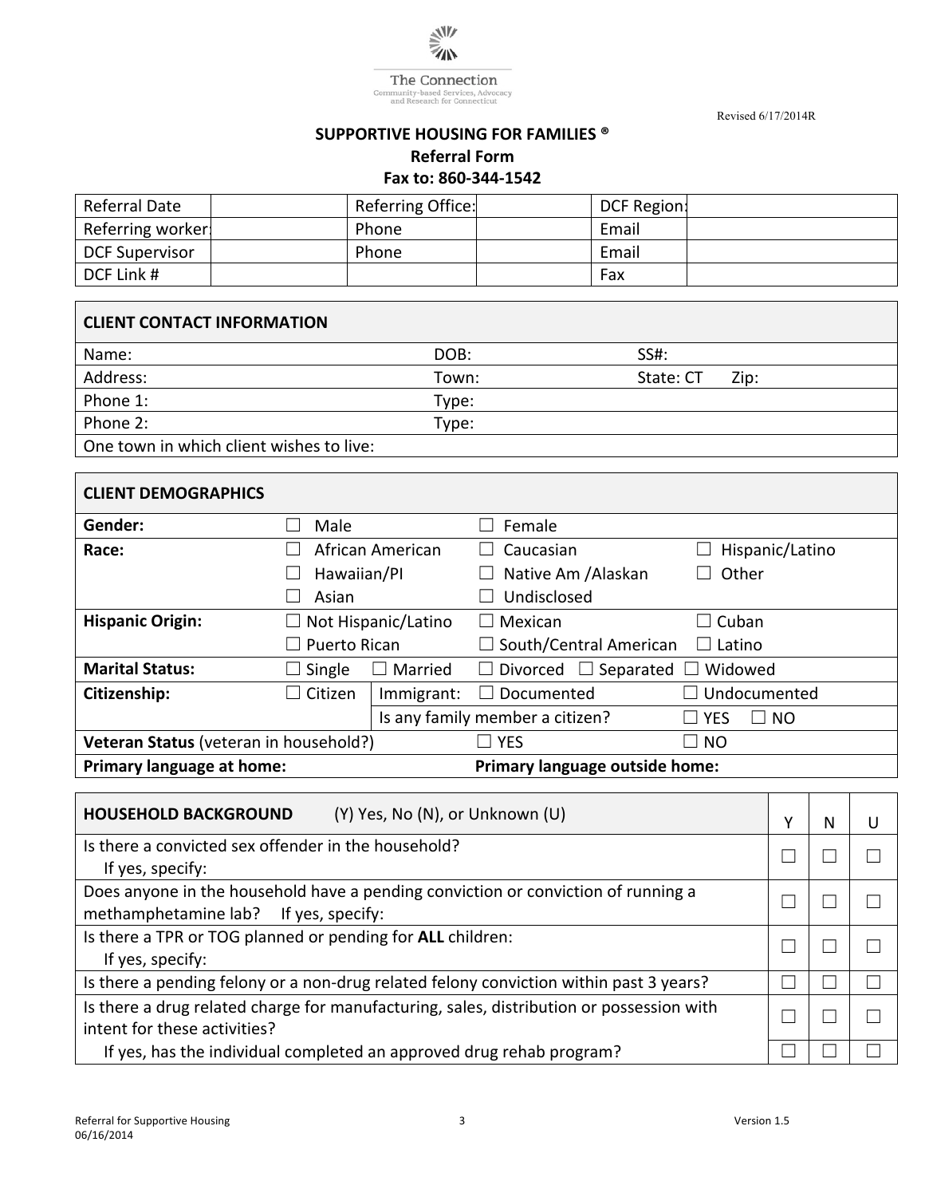The Connection
Community-based Services, Advocacy and Research for Connecticut

Revised 6/17/2014R

**SUPPORTIVE HOUSING FOR FAMILIES ®**
**Referral Form**
**Fax to: 860-344-1542**

| Referral Date | | Referring Office: | | DCF Region: | |
|---|---|---|---|---|---|
| Referring worker: | | Phone | | Email | |
| DCF Supervisor | | Phone | | Email | |
| DCF Link # | | | | Fax | |

| **CLIENT CONTACT INFORMATION** | | |
|---|---|---|
| Name: | DOB: | SS#: |
| Address: | Town: | State: CT Zip: |
| Phone 1: | Type: | |
| Phone 2: | Type: | |
| One town in which client wishes to live: | | |

| **CLIENT DEMOGRAPHICS** | | | |
|---|---|---|---|
| **Gender:** | ☐ Male | ☐ Female | |
| **Race:** | ☐ African American | ☐ Caucasian | ☐ Hispanic/Latino |
| | ☐ Hawaiian/PI | ☐ Native Am /Alaskan | ☐ Other |
| | ☐ Asian | ☐ Undisclosed | |
| **Hispanic Origin:** | ☐ Not Hispanic/Latino | ☐ Mexican | ☐ Cuban |
| | ☐ Puerto Rican | ☐ South/Central American | ☐ Latino |
| **Marital Status:** | ☐ Single ☐ Married | ☐ Divorced ☐ Separated | ☐ Widowed |
| **Citizenship:** | ☐ Citizen | Immigrant: ☐ Documented | ☐ Undocumented |
| | | Is any family member a citizen? | ☐ YES ☐ NO |
| **Veteran Status** (veteran in household?) | | ☐ YES | ☐ NO |
| **Primary language at home:** | | **Primary language outside home:** | |

| **HOUSEHOLD BACKGROUND** (Y) Yes, No (N), or Unknown (U) | Y | N | U |
|---|---|---|---|
| Is there a convicted sex offender in the household? If yes, specify: | ☐ | ☐ | ☐ |
| Does anyone in the household have a pending conviction or conviction of running a methamphetamine lab? If yes, specify: | ☐ | ☐ | ☐ |
| Is there a TPR or TOG planned or pending for **ALL** children: If yes, specify: | ☐ | ☐ | ☐ |
| Is there a pending felony or a non-drug related felony conviction within past 3 years? | ☐ | ☐ | ☐ |
| Is there a drug related charge for manufacturing, sales, distribution or possession with intent for these activities? | ☐ | ☐ | ☐ |
| If yes, has the individual completed an approved drug rehab program? | ☐ | ☐ | ☐ |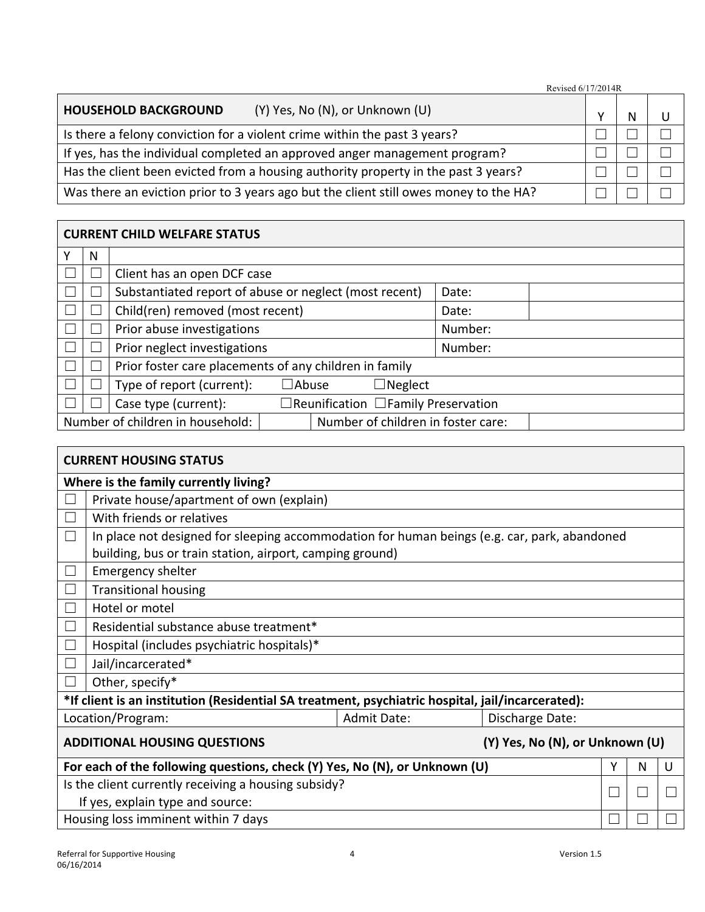Revised 6/17/2014R

| HOUSEHOLD BACKGROUND (Y) Yes, No (N), or Unknown (U) | Y | N | U |
|---|---|---|---|
| Is there a felony conviction for a violent crime within the past 3 years? | ☐ | ☐ | ☐ |
| If yes, has the individual completed an approved anger management program? | ☐ | ☐ | ☐ |
| Has the client been evicted from a housing authority property in the past 3 years? | ☐ | ☐ | ☐ |
| Was there an eviction prior to 3 years ago but the client still owes money to the HA? | ☐ | ☐ | ☐ |

| CURRENT CHILD WELFARE STATUS | | | | | |
|---|---|---|---|---|---|
| Y | N | | | | |
| ☐ | ☐ | Client has an open DCF case | | | |
| ☐ | ☐ | Substantiated report of abuse or neglect (most recent) | | Date: | |
| ☐ | ☐ | Child(ren) removed (most recent) | | Date: | |
| ☐ | ☐ | Prior abuse investigations | | Number: | |
| ☐ | ☐ | Prior neglect investigations | | Number: | |
| ☐ | ☐ | Prior foster care placements of any children in family | | | |
| ☐ | ☐ | Type of report (current): ☐Abuse ☐Neglect | | | |
| ☐ | ☐ | Case type (current): ☐Reunification ☐Family Preservation | | | |
| Number of children in household: | | | Number of children in foster care: | | |

| CURRENT HOUSING STATUS | |
|---|---|
| **Where is the family currently living?** | |
| ☐ | Private house/apartment of own (explain) |
| ☐ | With friends or relatives |
| ☐ | In place not designed for sleeping accommodation for human beings (e.g. car, park, abandoned building, bus or train station, airport, camping ground) |
| ☐ | Emergency shelter |
| ☐ | Transitional housing |
| ☐ | Hotel or motel |
| ☐ | Residential substance abuse treatment* |
| ☐ | Hospital (includes psychiatric hospitals)* |
| ☐ | Jail/incarcerated* |
| ☐ | Other, specify* |

**\*If client is an institution (Residential SA treatment, psychiatric hospital, jail/incarcerated):**

| Location/Program: | Admit Date: | Discharge Date: |
|---|---|---|

**ADDITIONAL HOUSING QUESTIONS** **(Y) Yes, No (N), or Unknown (U)**

| For each of the following questions, check (Y) Yes, No (N), or Unknown (U) | Y | N | U |
|---|---|---|---|
| Is the client currently receiving a housing subsidy?<br>If yes, explain type and source: | ☐ | ☐ | ☐ |
| Housing loss imminent within 7 days | ☐ | ☐ | ☐ |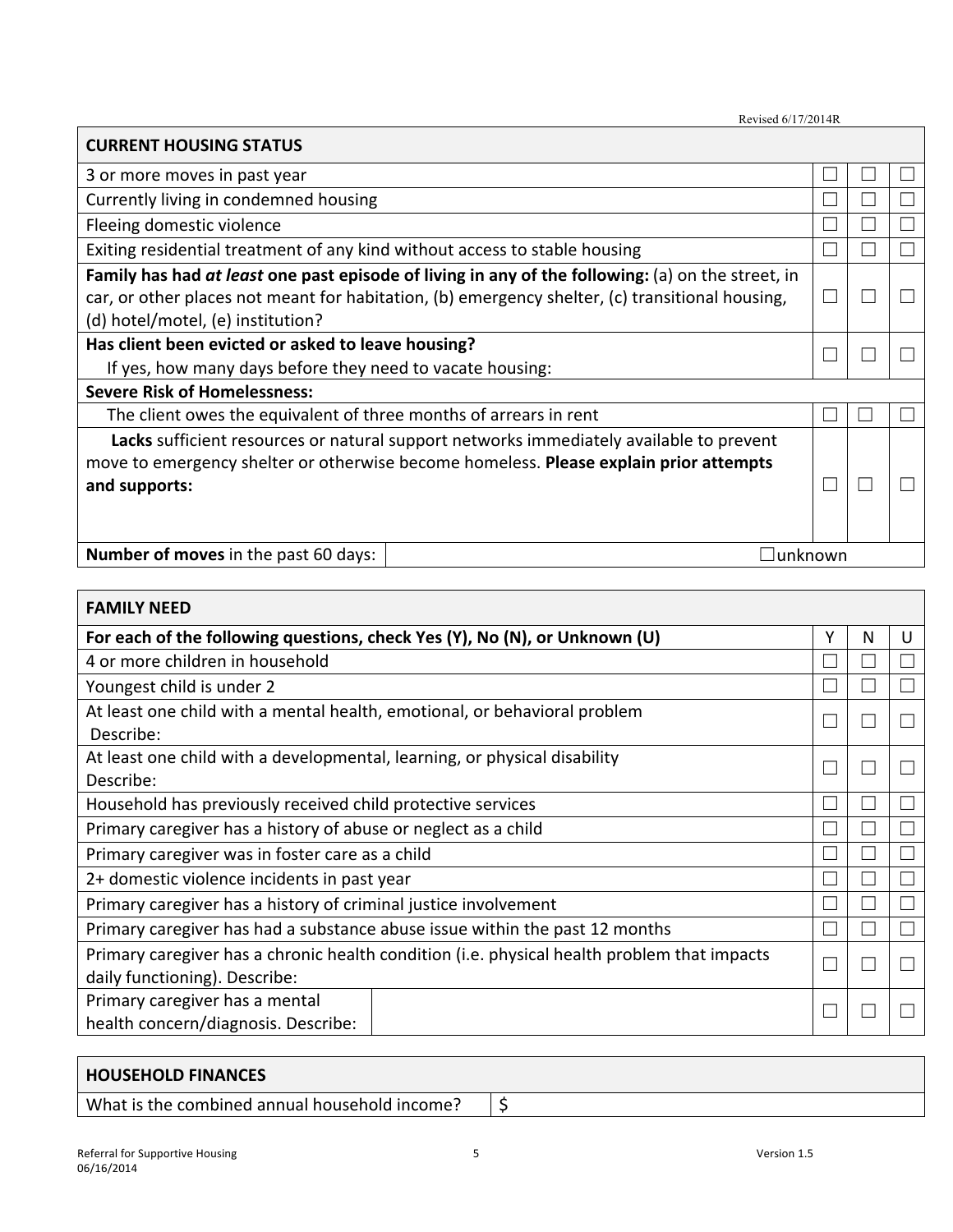Revised 6/17/2014R

| CURRENT HOUSING STATUS | | | |
|---|---|---|---|
| 3 or more moves in past year | ☐ | ☐ | ☐ |
| Currently living in condemned housing | ☐ | ☐ | ☐ |
| Fleeing domestic violence | ☐ | ☐ | ☐ |
| Exiting residential treatment of any kind without access to stable housing | ☐ | ☐ | ☐ |
| **Family has had *at least* one past episode of living in any of the following:** (a) on the street, in car, or other places not meant for habitation, (b) emergency shelter, (c) transitional housing, (d) hotel/motel, (e) institution? | ☐ | ☐ | ☐ |
| **Has client been evicted or asked to leave housing?** If yes, how many days before they need to vacate housing: | ☐ | ☐ | ☐ |
| **Severe Risk of Homelessness:** | | | |
| The client owes the equivalent of three months of arrears in rent | ☐ | ☐ | ☐ |
| **Lacks** sufficient resources or natural support networks immediately available to prevent move to emergency shelter or otherwise become homeless. **Please explain prior attempts and supports:** | ☐ | ☐ | ☐ |
| **Number of moves** in the past 60 days: | ☐unknown | | |

| FAMILY NEED | | | |
|---|---|---|---|
| **For each of the following questions, check Yes (Y), No (N), or Unknown (U)** | Y | N | U |
| 4 or more children in household | ☐ | ☐ | ☐ |
| Youngest child is under 2 | ☐ | ☐ | ☐ |
| At least one child with a mental health, emotional, or behavioral problem Describe: | ☐ | ☐ | ☐ |
| At least one child with a developmental, learning, or physical disability Describe: | ☐ | ☐ | ☐ |
| Household has previously received child protective services | ☐ | ☐ | ☐ |
| Primary caregiver has a history of abuse or neglect as a child | ☐ | ☐ | ☐ |
| Primary caregiver was in foster care as a child | ☐ | ☐ | ☐ |
| 2+ domestic violence incidents in past year | ☐ | ☐ | ☐ |
| Primary caregiver has a history of criminal justice involvement | ☐ | ☐ | ☐ |
| Primary caregiver has had a substance abuse issue within the past 12 months | ☐ | ☐ | ☐ |
| Primary caregiver has a chronic health condition (i.e. physical health problem that impacts daily functioning). Describe: | ☐ | ☐ | ☐ |
| Primary caregiver has a mental health concern/diagnosis. Describe: | ☐ | ☐ | ☐ |

| HOUSEHOLD FINANCES | |
|---|---|
| What is the combined annual household income? | $ |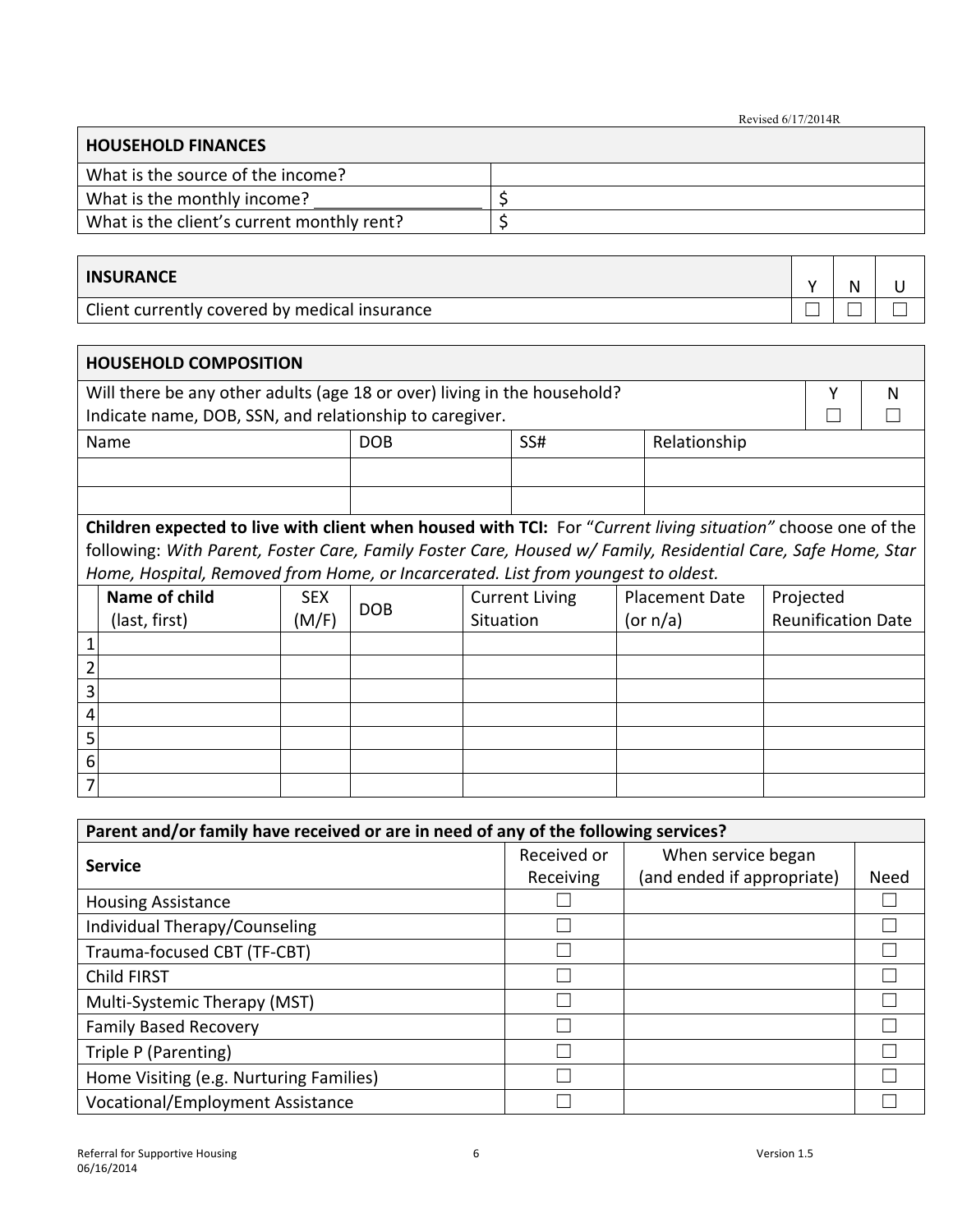## HOUSEHOLD FINANCES

| HOUSEHOLD FINANCES | |
|---|---|
| What is the source of the income? | |
| What is the monthly income? ________________ | $ |
| What is the client's current monthly rent? | $ |

| INSURANCE | Y | N | U |
|---|---|---|---|
| Client currently covered by medical insurance | ☐ | ☐ | ☐ |

## HOUSEHOLD COMPOSITION

| Will there be any other adults (age 18 or over) living in the household? Indicate name, DOB, SSN, and relationship to caregiver. | Y ☐ | N ☐ |
|---|---|---|

| Name | DOB | SS# | Relationship |
|---|---|---|---|
| | | | |
| | | | |

**Children expected to live with client when housed with TCI:** For "*Current living situation*" choose one of the following: *With Parent, Foster Care, Family Foster Care, Housed w/ Family, Residential Care, Safe Home, Star Home, Hospital, Removed from Home, or Incarcerated. List from youngest to oldest.*

| | Name of child (last, first) | SEX (M/F) | DOB | Current Living Situation | Placement Date (or n/a) | Projected Reunification Date |
|---|---|---|---|---|---|---|
| 1 | | | | | | |
| 2 | | | | | | |
| 3 | | | | | | |
| 4 | | | | | | |
| 5 | | | | | | |
| 6 | | | | | | |
| 7 | | | | | | |

**Parent and/or family have received or are in need of any of the following services?**

| Service | Received or Receiving | When service began (and ended if appropriate) | Need |
|---|---|---|---|
| Housing Assistance | ☐ | | ☐ |
| Individual Therapy/Counseling | ☐ | | ☐ |
| Trauma-focused CBT (TF-CBT) | ☐ | | ☐ |
| Child FIRST | ☐ | | ☐ |
| Multi-Systemic Therapy (MST) | ☐ | | ☐ |
| Family Based Recovery | ☐ | | ☐ |
| Triple P (Parenting) | ☐ | | ☐ |
| Home Visiting (e.g. Nurturing Families) | ☐ | | ☐ |
| Vocational/Employment Assistance | ☐ | | ☐ |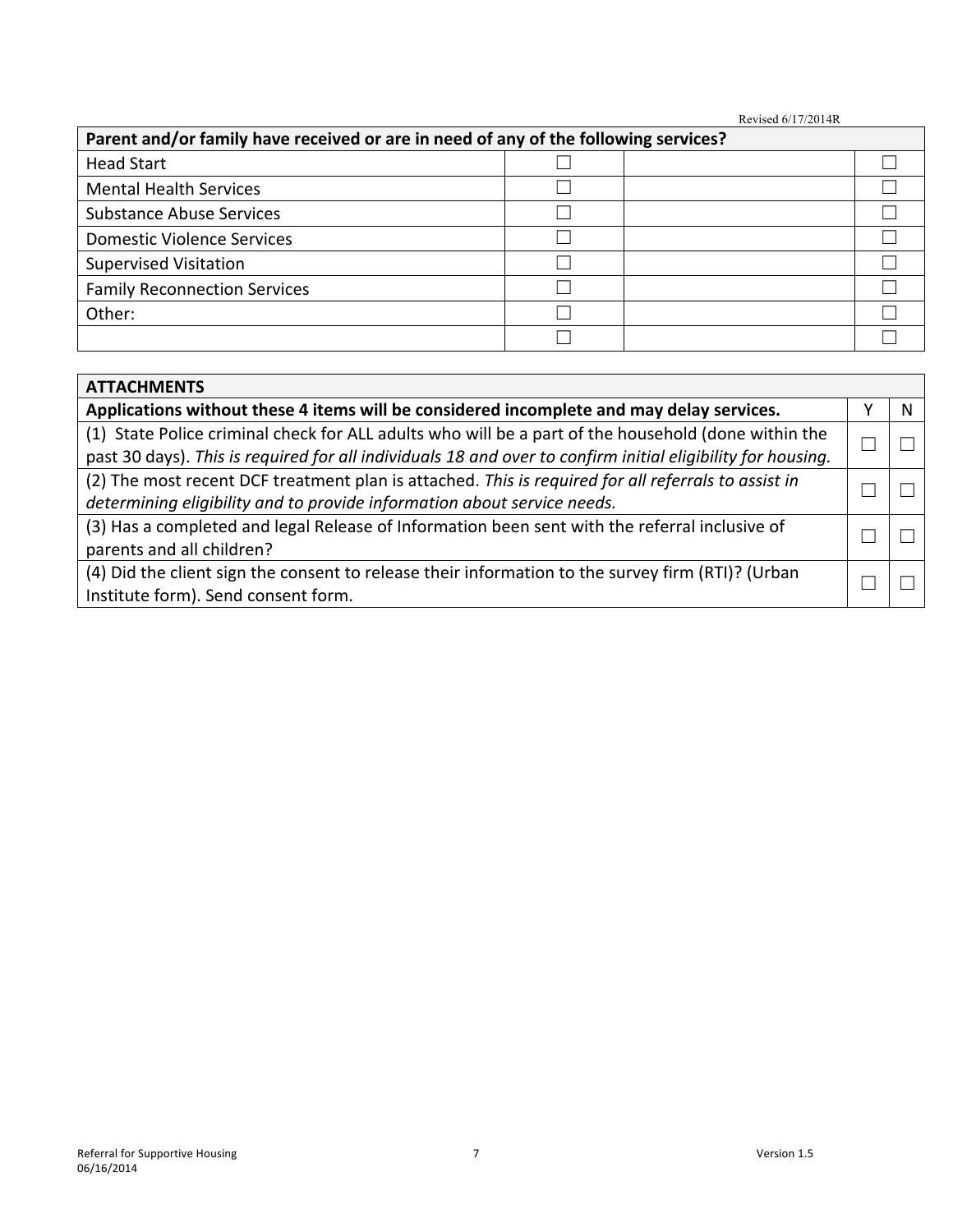Revised 6/17/2014R

| Parent and/or family have received or are in need of any of the following services? | | | |
|---|---|---|---|
| Head Start | ☐ | | ☐ |
| Mental Health Services | ☐ | | ☐ |
| Substance Abuse Services | ☐ | | ☐ |
| Domestic Violence Services | ☐ | | ☐ |
| Supervised Visitation | ☐ | | ☐ |
| Family Reconnection Services | ☐ | | ☐ |
| Other: | ☐ | | ☐ |
| | ☐ | | ☐ |

| ATTACHMENTS | | |
|---|---|---|
| **Applications without these 4 items will be considered incomplete and may delay services.** | Y | N |
| (1) State Police criminal check for ALL adults who will be a part of the household (done within the past 30 days). *This is required for all individuals 18 and over to confirm initial eligibility for housing.* | ☐ | ☐ |
| (2) The most recent DCF treatment plan is attached. *This is required for all referrals to assist in determining eligibility and to provide information about service needs.* | ☐ | ☐ |
| (3) Has a completed and legal Release of Information been sent with the referral inclusive of parents and all children? | ☐ | ☐ |
| (4) Did the client sign the consent to release their information to the survey firm (RTI)? (Urban Institute form). Send consent form. | ☐ | ☐ |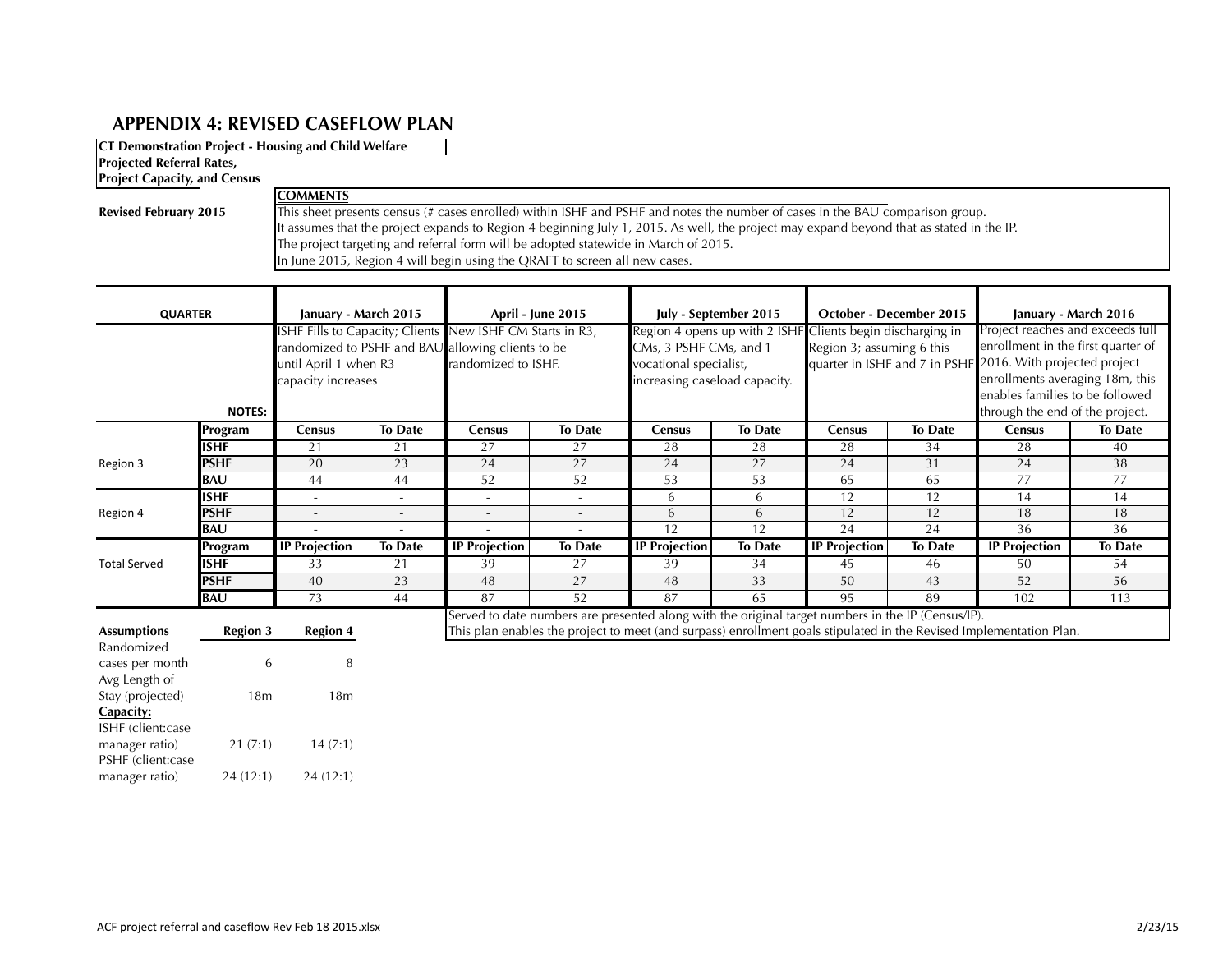# APPENDIX 4: REVISED CASEFLOW PLAN

**CT Demonstration Project - Housing and Child Welfare**
**Projected Referral Rates,**
**Project Capacity, and Census**

**Revised February 2015**

**COMMENTS**
This sheet presents census (# cases enrolled) within ISHF and PSHF and notes the number of cases in the BAU comparison group.
It assumes that the project expands to Region 4 beginning July 1, 2015. As well, the project may expand beyond that as stated in the IP.
The project targeting and referral form will be adopted statewide in March of 2015.
In June 2015, Region 4 will begin using the QRAFT to screen all new cases.

| QUARTER | | January - March 2015 | | April - June 2015 | | July - September 2015 | | October - December 2015 | | January - March 2016 | |
|---|---|---|---|---|---|---|---|---|---|---|---|
| | NOTES: | ISHF Fills to Capacity; Clients randomized to PSHF and BAU until April 1 when R3 capacity increases | | New ISHF CM Starts in R3, allowing clients to be randomized to ISHF. | | Region 4 opens up with 2 ISHF CMs, 3 PSHF CMs, and 1 vocational specialist, increasing caseload capacity. | | Clients begin discharging in Region 3; assuming 6 this quarter in ISHF and 7 in PSHF | | Project reaches and exceeds full enrollment in the first quarter of 2016. With projected project enrollments averaging 18m, this enables families to be followed through the end of the project. | |
| | **Program** | **Census** | **To Date** | **Census** | **To Date** | **Census** | **To Date** | **Census** | **To Date** | **Census** | **To Date** |
| Region 3 | **ISHF** | 21 | 21 | 27 | 27 | 28 | 28 | 28 | 34 | 28 | 40 |
| | **PSHF** | 20 | 23 | 24 | 27 | 24 | 27 | 24 | 31 | 24 | 38 |
| | **BAU** | 44 | 44 | 52 | 52 | 53 | 53 | 65 | 65 | 77 | 77 |
| Region 4 | **ISHF** | - | - | - | - | 6 | 6 | 12 | 12 | 14 | 14 |
| | **PSHF** | - | - | - | - | 6 | 6 | 12 | 12 | 18 | 18 |
| | **BAU** | - | - | - | - | 12 | 12 | 24 | 24 | 36 | 36 |
| | **Program** | **IP Projection** | **To Date** | **IP Projection** | **To Date** | **IP Projection** | **To Date** | **IP Projection** | **To Date** | **IP Projection** | **To Date** |
| Total Served | **ISHF** | 33 | 21 | 39 | 27 | 39 | 34 | 45 | 46 | 50 | 54 |
| | **PSHF** | 40 | 23 | 48 | 27 | 48 | 33 | 50 | 43 | 52 | 56 |
| | **BAU** | 73 | 44 | 87 | 52 | 87 | 65 | 95 | 89 | 102 | 113 |

Served to date numbers are presented along with the original target numbers in the IP (Census/IP).
This plan enables the project to meet (and surpass) enrollment goals stipulated in the Revised Implementation Plan.

| **Assumptions** | **Region 3** | **Region 4** |
|---|---|---|
| Randomized cases per month | 6 | 8 |
| Avg Length of Stay (projected) | 18m | 18m |
| **Capacity:** | | |
| ISHF (client:case manager ratio) | 21 (7:1) | 14 (7:1) |
| PSHF (client:case manager ratio) | 24 (12:1) | 24 (12:1) |

ACF project referral and caseflow Rev Feb 18 2015.xlsx 2/23/15